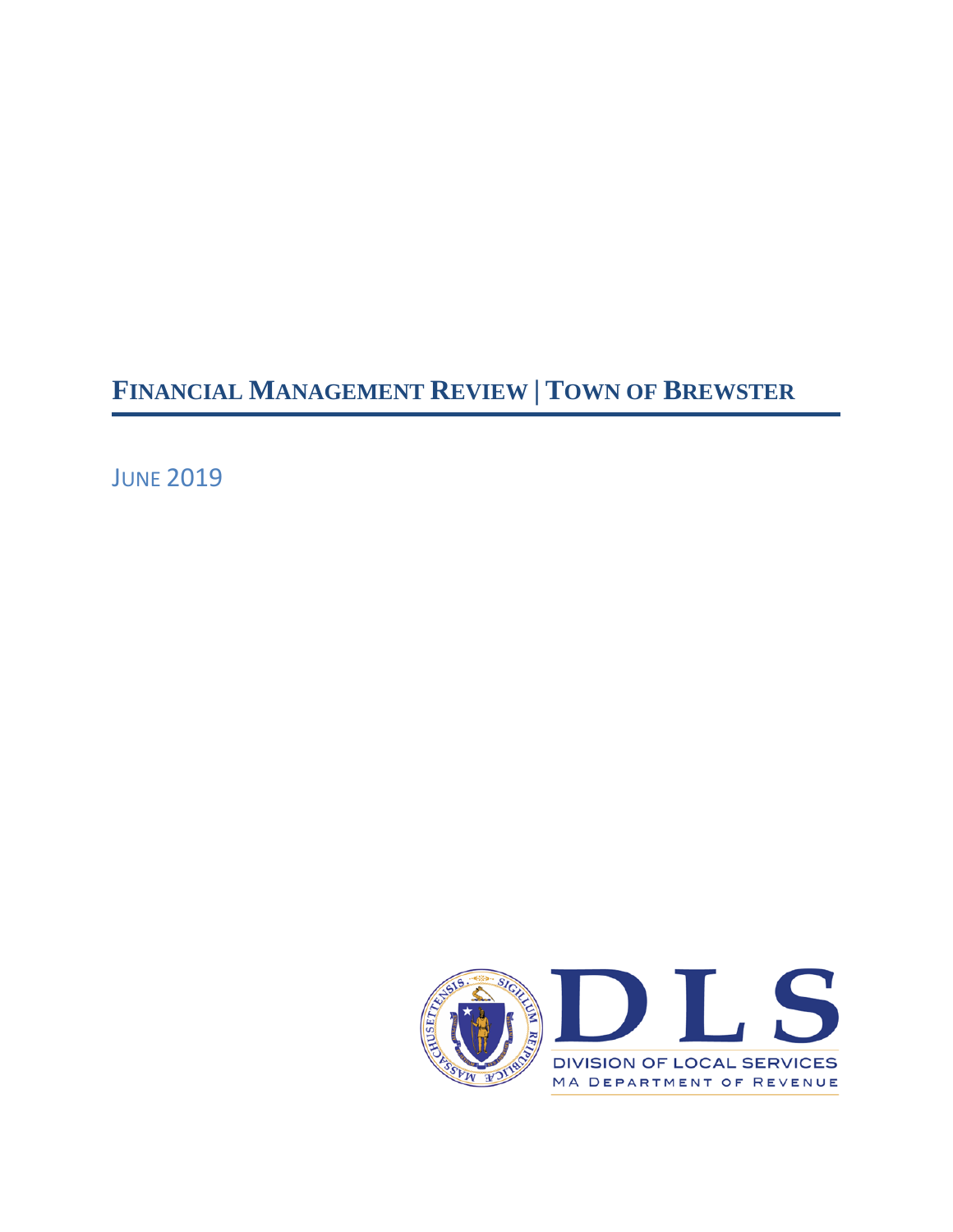# FINANCIAL MANAGEMENT REVIEW | TOWN OF BREWSTER

JUNE 2019

DLS

DIVISION OF LOCAL SERVICES

MA DEPARTMENT OF REVENUE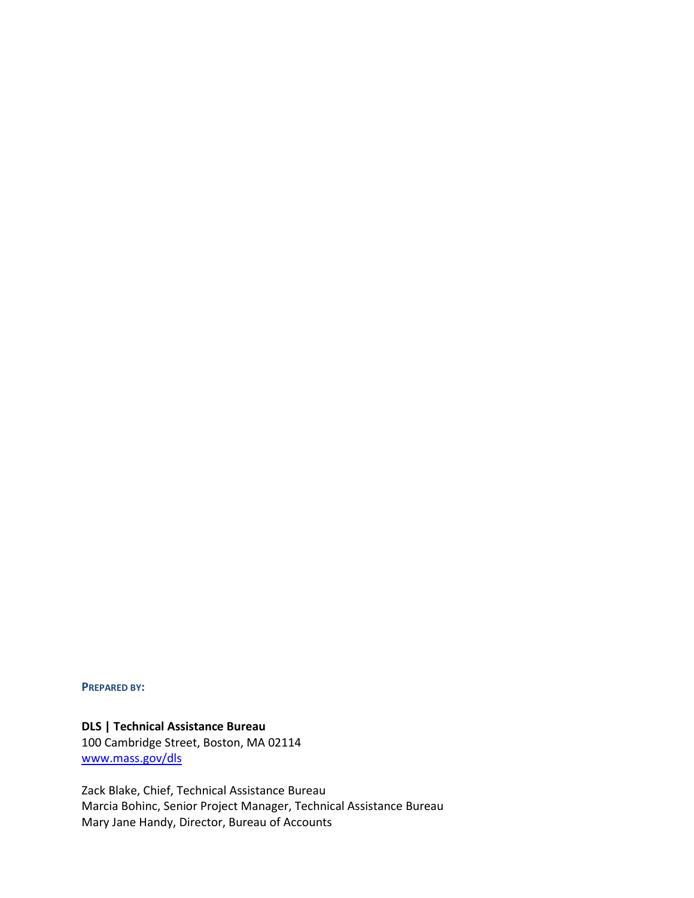**PREPARED BY:**

**DLS | Technical Assistance Bureau**
100 Cambridge Street, Boston, MA 02114
[www.mass.gov/dls](http://www.mass.gov/dls)

Zack Blake, Chief, Technical Assistance Bureau
Marcia Bohinc, Senior Project Manager, Technical Assistance Bureau
Mary Jane Handy, Director, Bureau of Accounts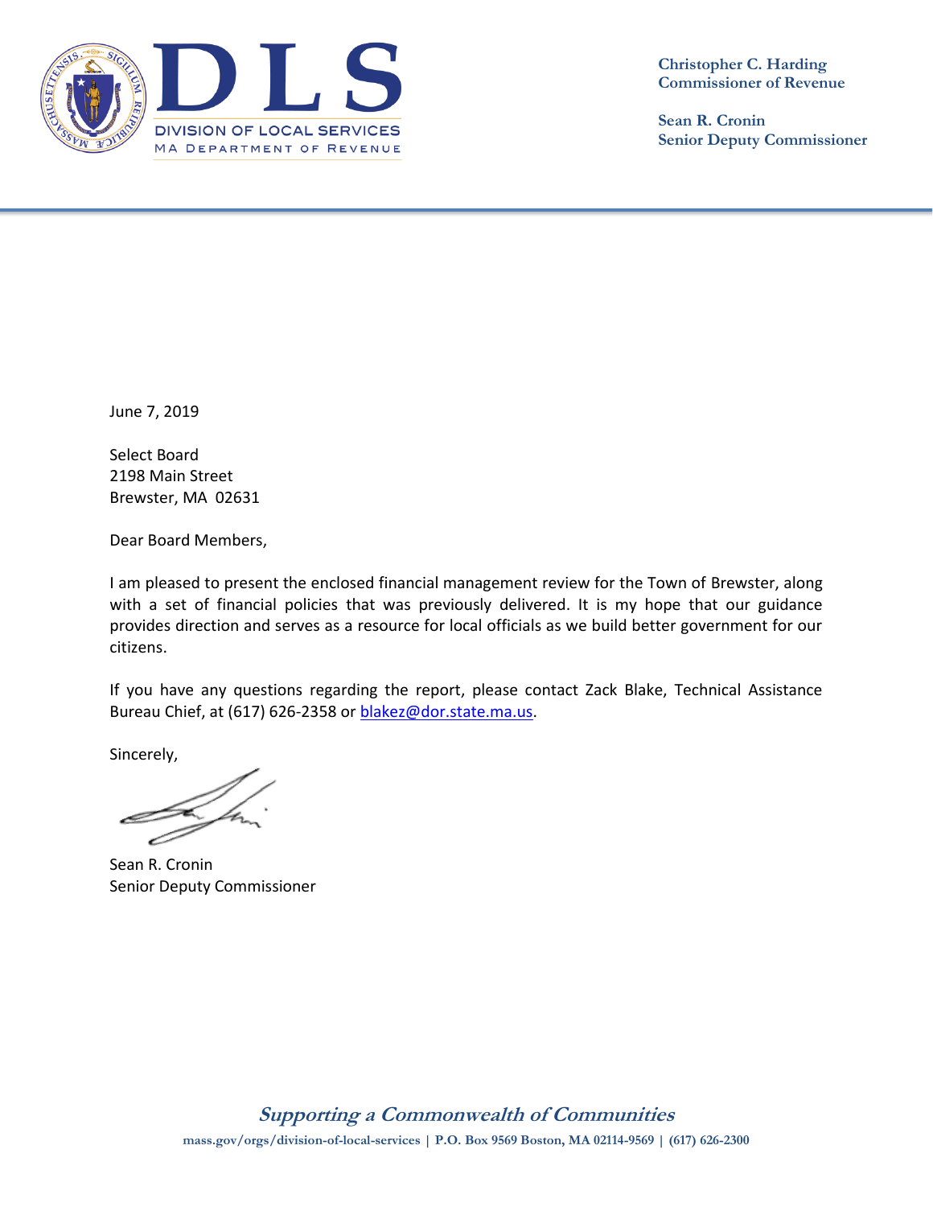**DLS**

DIVISION OF LOCAL SERVICES
MA DEPARTMENT OF REVENUE

**Christopher C. Harding**
**Commissioner of Revenue**

**Sean R. Cronin**
**Senior Deputy Commissioner**

June 7, 2019

Select Board
2198 Main Street
Brewster, MA 02631

Dear Board Members,

I am pleased to present the enclosed financial management review for the Town of Brewster, along with a set of financial policies that was previously delivered. It is my hope that our guidance provides direction and serves as a resource for local officials as we build better government for our citizens.

If you have any questions regarding the report, please contact Zack Blake, Technical Assistance Bureau Chief, at (617) 626-2358 or blakez@dor.state.ma.us.

Sincerely,

Sean R. Cronin
Senior Deputy Commissioner

*Supporting a Commonwealth of Communities*

mass.gov/orgs/division-of-local-services | P.O. Box 9569 Boston, MA 02114-9569 | (617) 626-2300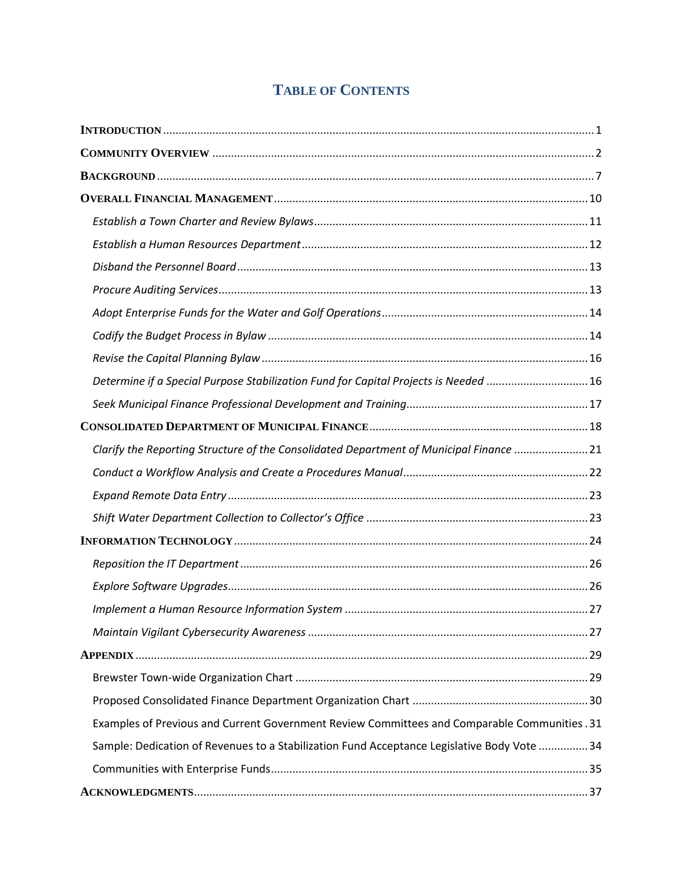# Table of Contents

**Introduction** ... 1

**Community Overview** ... 2

**Background** ... 7

**Overall Financial Management** ... 10

- *Establish a Town Charter and Review Bylaws* ... 11
- *Establish a Human Resources Department* ... 12
- *Disband the Personnel Board* ... 13
- *Procure Auditing Services* ... 13
- *Adopt Enterprise Funds for the Water and Golf Operations* ... 14
- *Codify the Budget Process in Bylaw* ... 14
- *Revise the Capital Planning Bylaw* ... 16
- *Determine if a Special Purpose Stabilization Fund for Capital Projects is Needed* ... 16
- *Seek Municipal Finance Professional Development and Training* ... 17

**Consolidated Department of Municipal Finance** ... 18

- *Clarify the Reporting Structure of the Consolidated Department of Municipal Finance* ... 21
- *Conduct a Workflow Analysis and Create a Procedures Manual* ... 22
- *Expand Remote Data Entry* ... 23
- *Shift Water Department Collection to Collector's Office* ... 23

**Information Technology** ... 24

- *Reposition the IT Department* ... 26
- *Explore Software Upgrades* ... 26
- *Implement a Human Resource Information System* ... 27
- *Maintain Vigilant Cybersecurity Awareness* ... 27

**Appendix** ... 29

- Brewster Town-wide Organization Chart ... 29
- Proposed Consolidated Finance Department Organization Chart ... 30
- Examples of Previous and Current Government Review Committees and Comparable Communities ... 31
- Sample: Dedication of Revenues to a Stabilization Fund Acceptance Legislative Body Vote ... 34
- Communities with Enterprise Funds ... 35

**Acknowledgments** ... 37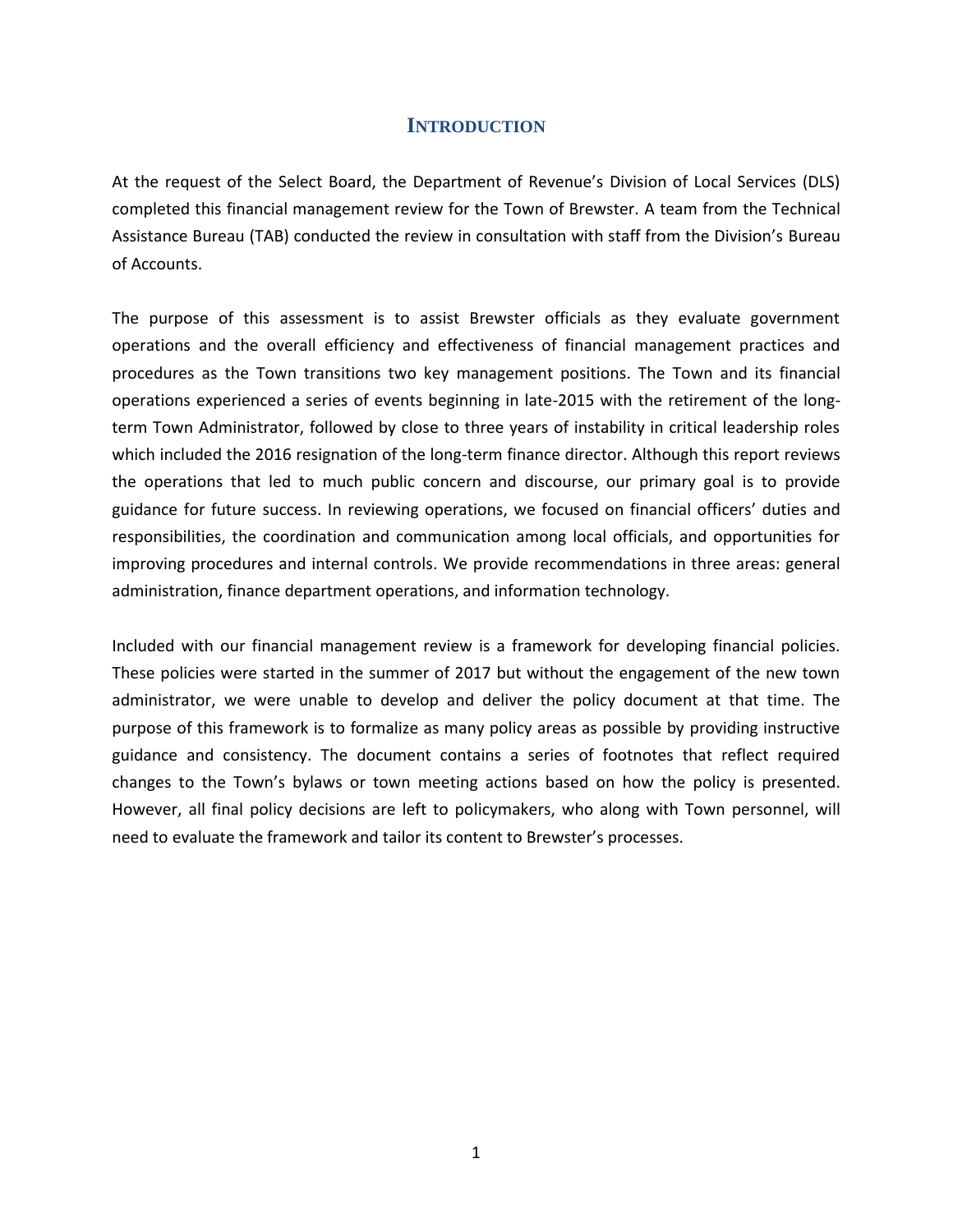# INTRODUCTION

At the request of the Select Board, the Department of Revenue's Division of Local Services (DLS) completed this financial management review for the Town of Brewster. A team from the Technical Assistance Bureau (TAB) conducted the review in consultation with staff from the Division's Bureau of Accounts.

The purpose of this assessment is to assist Brewster officials as they evaluate government operations and the overall efficiency and effectiveness of financial management practices and procedures as the Town transitions two key management positions. The Town and its financial operations experienced a series of events beginning in late-2015 with the retirement of the long-term Town Administrator, followed by close to three years of instability in critical leadership roles which included the 2016 resignation of the long-term finance director. Although this report reviews the operations that led to much public concern and discourse, our primary goal is to provide guidance for future success. In reviewing operations, we focused on financial officers' duties and responsibilities, the coordination and communication among local officials, and opportunities for improving procedures and internal controls. We provide recommendations in three areas: general administration, finance department operations, and information technology.

Included with our financial management review is a framework for developing financial policies. These policies were started in the summer of 2017 but without the engagement of the new town administrator, we were unable to develop and deliver the policy document at that time. The purpose of this framework is to formalize as many policy areas as possible by providing instructive guidance and consistency. The document contains a series of footnotes that reflect required changes to the Town's bylaws or town meeting actions based on how the policy is presented. However, all final policy decisions are left to policymakers, who along with Town personnel, will need to evaluate the framework and tailor its content to Brewster's processes.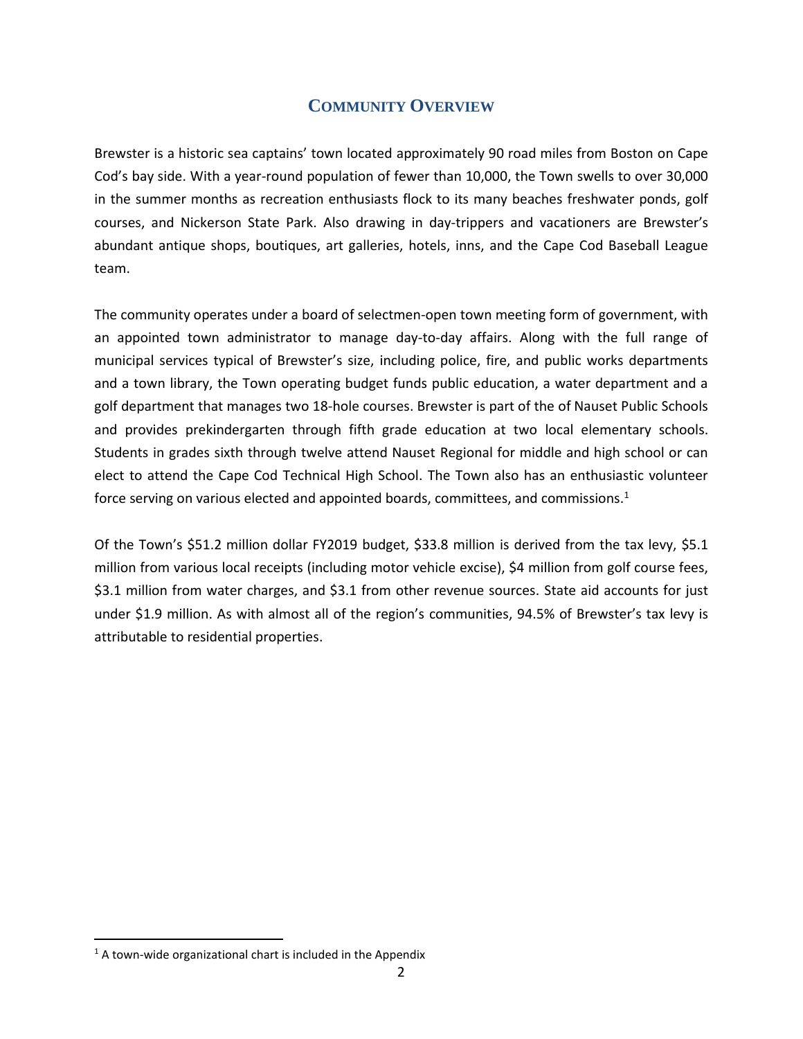## Community Overview

Brewster is a historic sea captains' town located approximately 90 road miles from Boston on Cape Cod's bay side. With a year-round population of fewer than 10,000, the Town swells to over 30,000 in the summer months as recreation enthusiasts flock to its many beaches freshwater ponds, golf courses, and Nickerson State Park. Also drawing in day-trippers and vacationers are Brewster's abundant antique shops, boutiques, art galleries, hotels, inns, and the Cape Cod Baseball League team.

The community operates under a board of selectmen-open town meeting form of government, with an appointed town administrator to manage day-to-day affairs. Along with the full range of municipal services typical of Brewster's size, including police, fire, and public works departments and a town library, the Town operating budget funds public education, a water department and a golf department that manages two 18-hole courses. Brewster is part of the of Nauset Public Schools and provides prekindergarten through fifth grade education at two local elementary schools. Students in grades sixth through twelve attend Nauset Regional for middle and high school or can elect to attend the Cape Cod Technical High School. The Town also has an enthusiastic volunteer force serving on various elected and appointed boards, committees, and commissions.[1]

Of the Town's $51.2 million dollar FY2019 budget, $33.8 million is derived from the tax levy, $5.1 million from various local receipts (including motor vehicle excise), $4 million from golf course fees, $3.1 million from water charges, and $3.1 from other revenue sources. State aid accounts for just under $1.9 million. As with almost all of the region's communities, 94.5% of Brewster's tax levy is attributable to residential properties.

[1] A town-wide organizational chart is included in the Appendix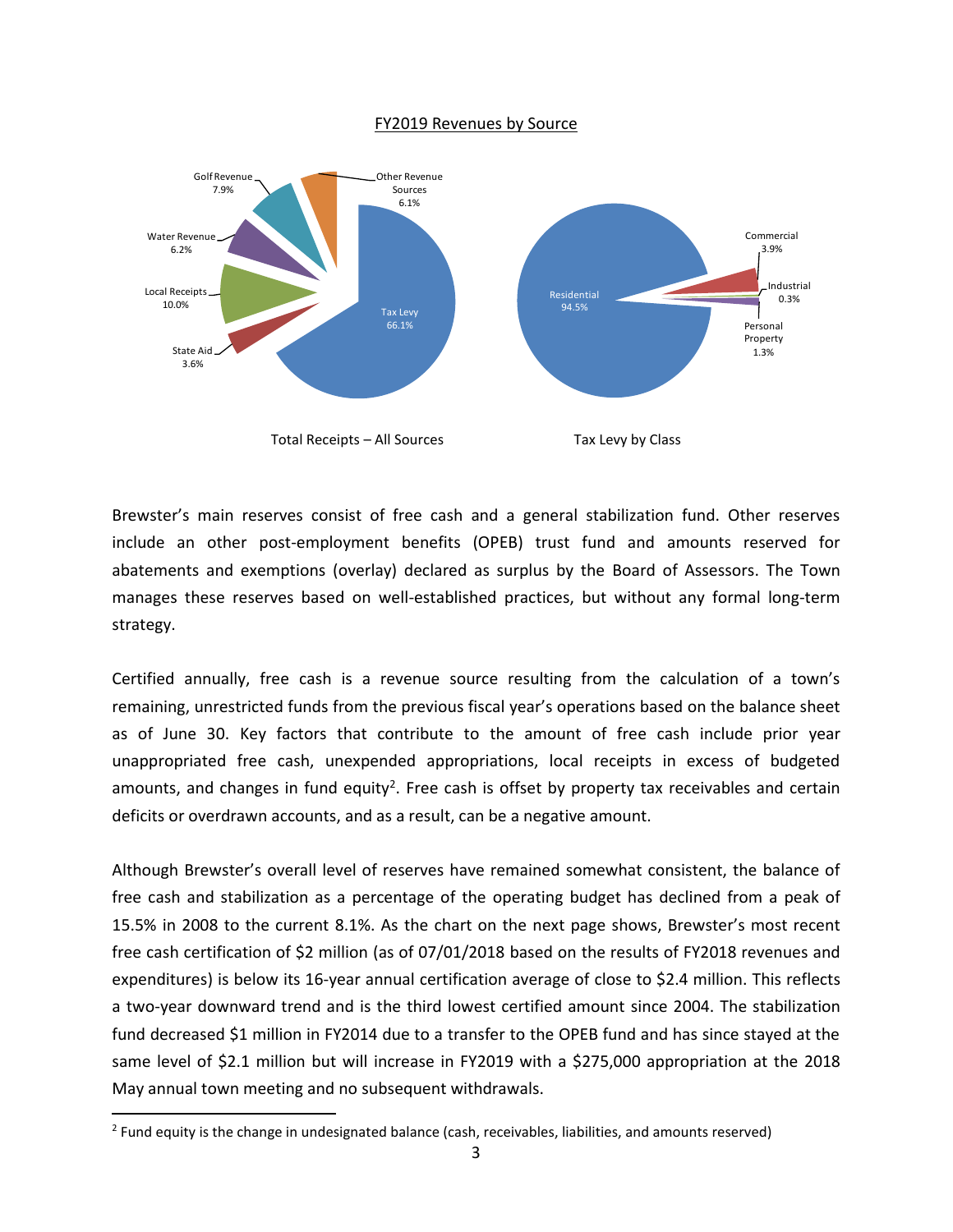FY2019 Revenues by Source

Total Receipts – All Sources

| Source | Percent |
| --- | --- |
| Tax Levy | 66.1% |
| Local Receipts | 10.0% |
| Golf Revenue | 7.9% |
| Water Revenue | 6.2% |
| Other Revenue Sources | 6.1% |
| State Aid | 3.6% |

Tax Levy by Class

| Class | Percent |
| --- | --- |
| Residential | 94.5% |
| Commercial | 3.9% |
| Personal Property | 1.3% |
| Industrial | 0.3% |

Brewster's main reserves consist of free cash and a general stabilization fund. Other reserves include an other post-employment benefits (OPEB) trust fund and amounts reserved for abatements and exemptions (overlay) declared as surplus by the Board of Assessors. The Town manages these reserves based on well-established practices, but without any formal long-term strategy.

Certified annually, free cash is a revenue source resulting from the calculation of a town's remaining, unrestricted funds from the previous fiscal year's operations based on the balance sheet as of June 30. Key factors that contribute to the amount of free cash include prior year unappropriated free cash, unexpended appropriations, local receipts in excess of budgeted amounts, and changes in fund equity[2]. Free cash is offset by property tax receivables and certain deficits or overdrawn accounts, and as a result, can be a negative amount.

Although Brewster's overall level of reserves have remained somewhat consistent, the balance of free cash and stabilization as a percentage of the operating budget has declined from a peak of 15.5% in 2008 to the current 8.1%. As the chart on the next page shows, Brewster's most recent free cash certification of $2 million (as of 07/01/2018 based on the results of FY2018 revenues and expenditures) is below its 16-year annual certification average of close to $2.4 million. This reflects a two-year downward trend and is the third lowest certified amount since 2004. The stabilization fund decreased $1 million in FY2014 due to a transfer to the OPEB fund and has since stayed at the same level of $2.1 million but will increase in FY2019 with a $275,000 appropriation at the 2018 May annual town meeting and no subsequent withdrawals.

[2] Fund equity is the change in undesignated balance (cash, receivables, liabilities, and amounts reserved)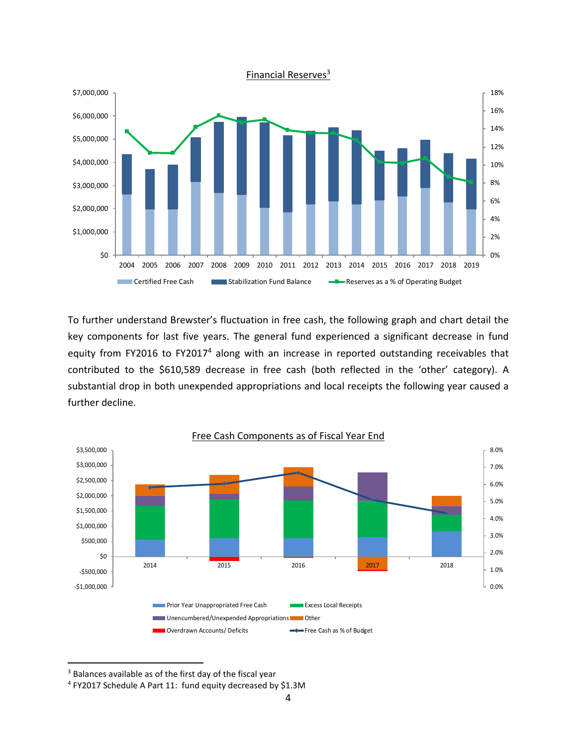Financial Reserves[3]

To further understand Brewster's fluctuation in free cash, the following graph and chart detail the key components for last five years. The general fund experienced a significant decrease in fund equity from FY2016 to FY2017[4] along with an increase in reported outstanding receivables that contributed to the $610,589 decrease in free cash (both reflected in the 'other' category). A substantial drop in both unexpended appropriations and local receipts the following year caused a further decline.

Free Cash Components as of Fiscal Year End

[3] Balances available as of the first day of the fiscal year

[4] FY2017 Schedule A Part 11: fund equity decreased by $1.3M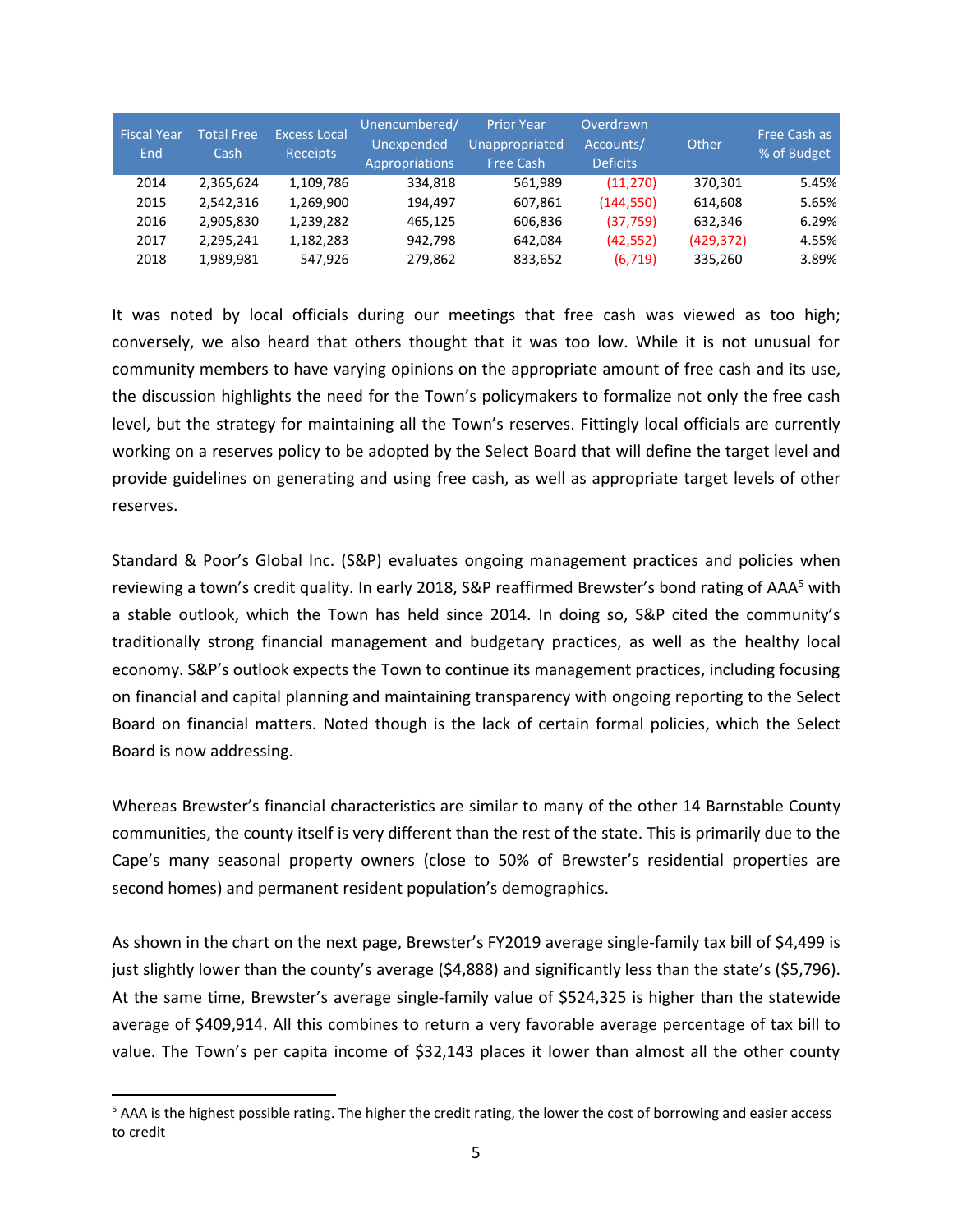| Fiscal Year End | Total Free Cash | Excess Local Receipts | Unencumbered/ Unexpended Appropriations | Prior Year Unappropriated Free Cash | Overdrawn Accounts/ Deficits | Other | Free Cash as % of Budget |
|---|---|---|---|---|---|---|---|
| 2014 | 2,365,624 | 1,109,786 | 334,818 | 561,989 | (11,270) | 370,301 | 5.45% |
| 2015 | 2,542,316 | 1,269,900 | 194,497 | 607,861 | (144,550) | 614,608 | 5.65% |
| 2016 | 2,905,830 | 1,239,282 | 465,125 | 606,836 | (37,759) | 632,346 | 6.29% |
| 2017 | 2,295,241 | 1,182,283 | 942,798 | 642,084 | (42,552) | (429,372) | 4.55% |
| 2018 | 1,989,981 | 547,926 | 279,862 | 833,652 | (6,719) | 335,260 | 3.89% |

It was noted by local officials during our meetings that free cash was viewed as too high; conversely, we also heard that others thought that it was too low. While it is not unusual for community members to have varying opinions on the appropriate amount of free cash and its use, the discussion highlights the need for the Town's policymakers to formalize not only the free cash level, but the strategy for maintaining all the Town's reserves. Fittingly local officials are currently working on a reserves policy to be adopted by the Select Board that will define the target level and provide guidelines on generating and using free cash, as well as appropriate target levels of other reserves.

Standard & Poor's Global Inc. (S&P) evaluates ongoing management practices and policies when reviewing a town's credit quality. In early 2018, S&P reaffirmed Brewster's bond rating of AAA[5] with a stable outlook, which the Town has held since 2014. In doing so, S&P cited the community's traditionally strong financial management and budgetary practices, as well as the healthy local economy. S&P's outlook expects the Town to continue its management practices, including focusing on financial and capital planning and maintaining transparency with ongoing reporting to the Select Board on financial matters. Noted though is the lack of certain formal policies, which the Select Board is now addressing.

Whereas Brewster's financial characteristics are similar to many of the other 14 Barnstable County communities, the county itself is very different than the rest of the state. This is primarily due to the Cape's many seasonal property owners (close to 50% of Brewster's residential properties are second homes) and permanent resident population's demographics.

As shown in the chart on the next page, Brewster's FY2019 average single-family tax bill of $4,499 is just slightly lower than the county's average ($4,888) and significantly less than the state's ($5,796). At the same time, Brewster's average single-family value of $524,325 is higher than the statewide average of $409,914. All this combines to return a very favorable average percentage of tax bill to value. The Town's per capita income of $32,143 places it lower than almost all the other county

[5] AAA is the highest possible rating. The higher the credit rating, the lower the cost of borrowing and easier access to credit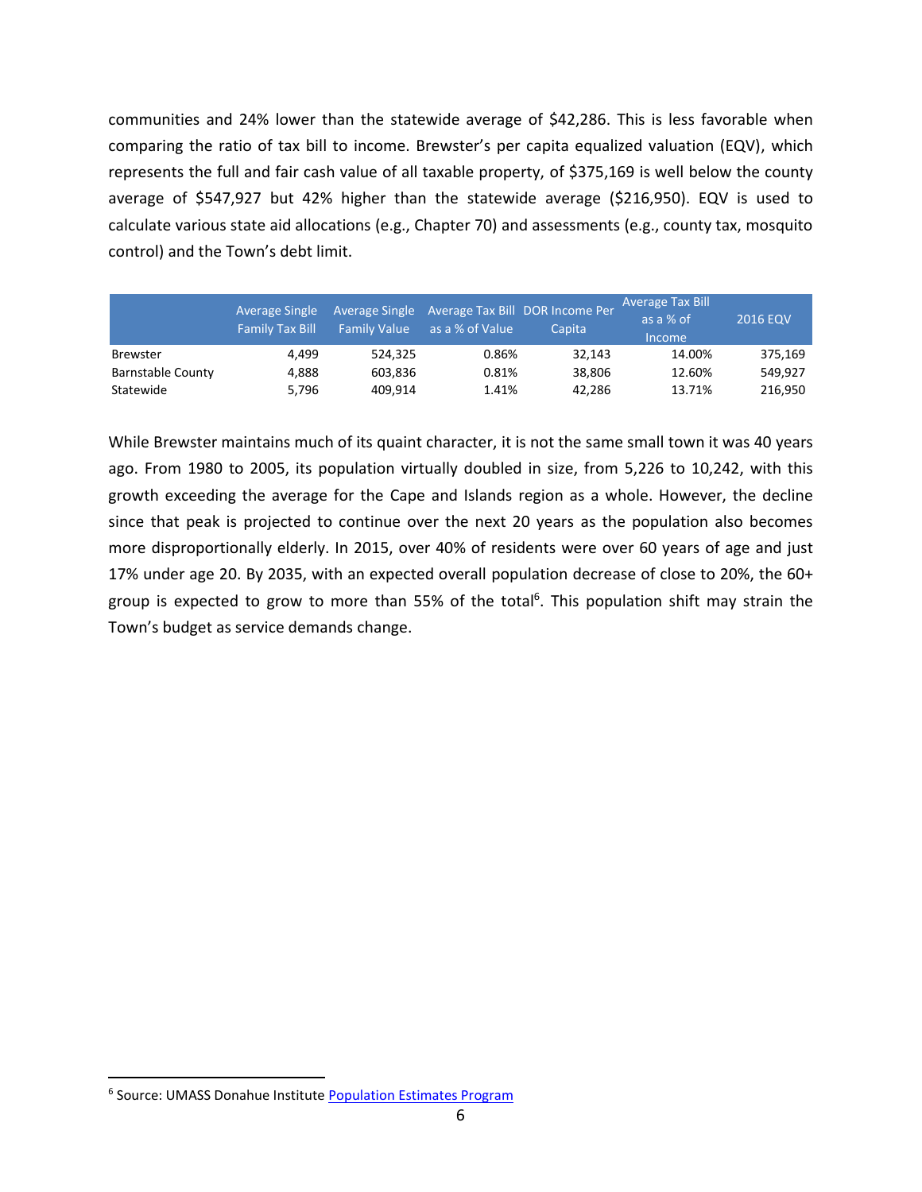communities and 24% lower than the statewide average of $42,286. This is less favorable when comparing the ratio of tax bill to income. Brewster's per capita equalized valuation (EQV), which represents the full and fair cash value of all taxable property, of $375,169 is well below the county average of $547,927 but 42% higher than the statewide average ($216,950). EQV is used to calculate various state aid allocations (e.g., Chapter 70) and assessments (e.g., county tax, mosquito control) and the Town's debt limit.

| | Average Single Family Tax Bill | Average Single Family Value | Average Tax Bill as a % of Value | DOR Income Per Capita | Average Tax Bill as a % of Income | 2016 EQV |
|---|---|---|---|---|---|---|
| Brewster | 4,499 | 524,325 | 0.86% | 32,143 | 14.00% | 375,169 |
| Barnstable County | 4,888 | 603,836 | 0.81% | 38,806 | 12.60% | 549,927 |
| Statewide | 5,796 | 409,914 | 1.41% | 42,286 | 13.71% | 216,950 |

While Brewster maintains much of its quaint character, it is not the same small town it was 40 years ago. From 1980 to 2005, its population virtually doubled in size, from 5,226 to 10,242, with this growth exceeding the average for the Cape and Islands region as a whole. However, the decline since that peak is projected to continue over the next 20 years as the population also becomes more disproportionally elderly. In 2015, over 40% of residents were over 60 years of age and just 17% under age 20. By 2035, with an expected overall population decrease of close to 20%, the 60+ group is expected to grow to more than 55% of the total[6]. This population shift may strain the Town's budget as service demands change.

[6] Source: UMASS Donahue Institute Population Estimates Program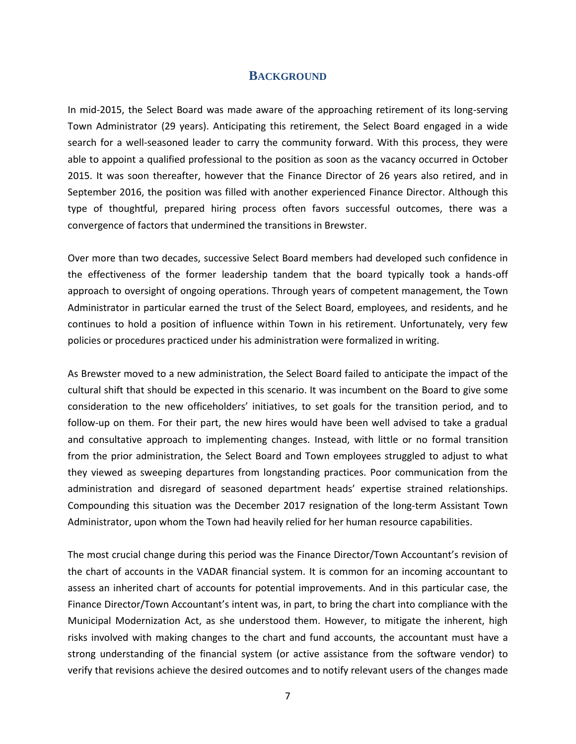## BACKGROUND

In mid-2015, the Select Board was made aware of the approaching retirement of its long-serving Town Administrator (29 years). Anticipating this retirement, the Select Board engaged in a wide search for a well-seasoned leader to carry the community forward. With this process, they were able to appoint a qualified professional to the position as soon as the vacancy occurred in October 2015. It was soon thereafter, however that the Finance Director of 26 years also retired, and in September 2016, the position was filled with another experienced Finance Director. Although this type of thoughtful, prepared hiring process often favors successful outcomes, there was a convergence of factors that undermined the transitions in Brewster.

Over more than two decades, successive Select Board members had developed such confidence in the effectiveness of the former leadership tandem that the board typically took a hands-off approach to oversight of ongoing operations. Through years of competent management, the Town Administrator in particular earned the trust of the Select Board, employees, and residents, and he continues to hold a position of influence within Town in his retirement. Unfortunately, very few policies or procedures practiced under his administration were formalized in writing.

As Brewster moved to a new administration, the Select Board failed to anticipate the impact of the cultural shift that should be expected in this scenario. It was incumbent on the Board to give some consideration to the new officeholders' initiatives, to set goals for the transition period, and to follow-up on them. For their part, the new hires would have been well advised to take a gradual and consultative approach to implementing changes. Instead, with little or no formal transition from the prior administration, the Select Board and Town employees struggled to adjust to what they viewed as sweeping departures from longstanding practices. Poor communication from the administration and disregard of seasoned department heads' expertise strained relationships. Compounding this situation was the December 2017 resignation of the long-term Assistant Town Administrator, upon whom the Town had heavily relied for her human resource capabilities.

The most crucial change during this period was the Finance Director/Town Accountant's revision of the chart of accounts in the VADAR financial system. It is common for an incoming accountant to assess an inherited chart of accounts for potential improvements. And in this particular case, the Finance Director/Town Accountant's intent was, in part, to bring the chart into compliance with the Municipal Modernization Act, as she understood them. However, to mitigate the inherent, high risks involved with making changes to the chart and fund accounts, the accountant must have a strong understanding of the financial system (or active assistance from the software vendor) to verify that revisions achieve the desired outcomes and to notify relevant users of the changes made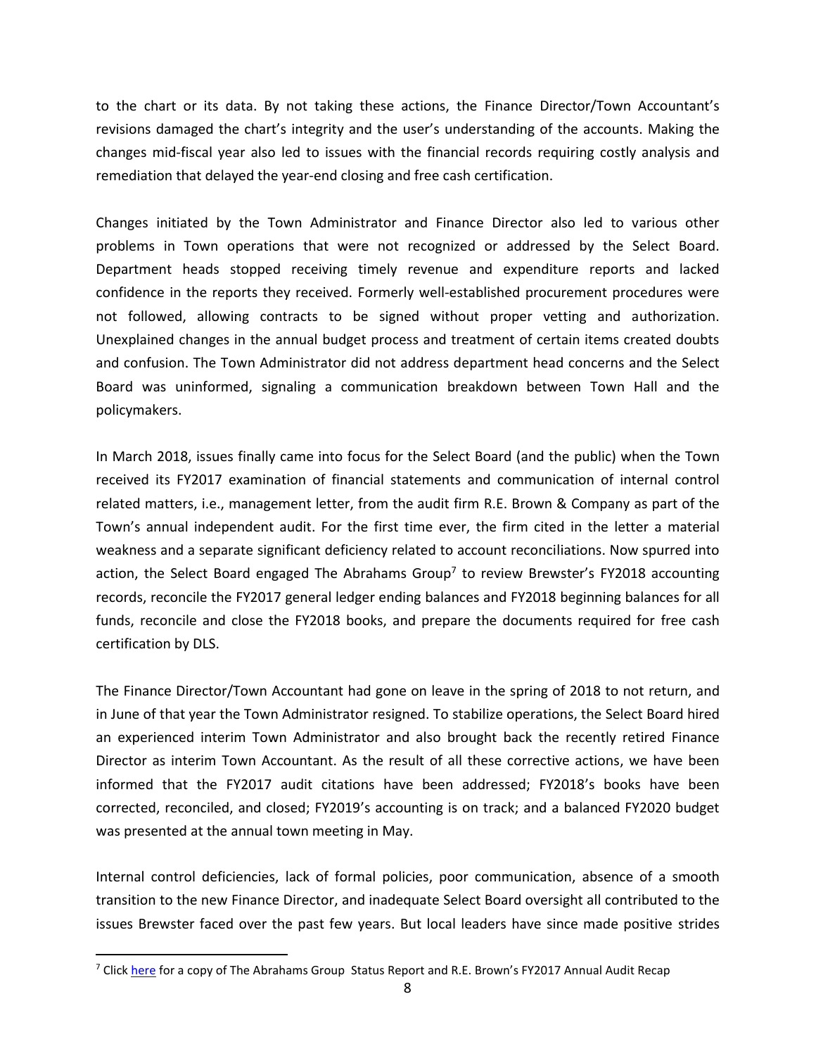to the chart or its data. By not taking these actions, the Finance Director/Town Accountant's revisions damaged the chart's integrity and the user's understanding of the accounts. Making the changes mid-fiscal year also led to issues with the financial records requiring costly analysis and remediation that delayed the year-end closing and free cash certification.

Changes initiated by the Town Administrator and Finance Director also led to various other problems in Town operations that were not recognized or addressed by the Select Board. Department heads stopped receiving timely revenue and expenditure reports and lacked confidence in the reports they received. Formerly well-established procurement procedures were not followed, allowing contracts to be signed without proper vetting and authorization. Unexplained changes in the annual budget process and treatment of certain items created doubts and confusion. The Town Administrator did not address department head concerns and the Select Board was uninformed, signaling a communication breakdown between Town Hall and the policymakers.

In March 2018, issues finally came into focus for the Select Board (and the public) when the Town received its FY2017 examination of financial statements and communication of internal control related matters, i.e., management letter, from the audit firm R.E. Brown & Company as part of the Town's annual independent audit. For the first time ever, the firm cited in the letter a material weakness and a separate significant deficiency related to account reconciliations. Now spurred into action, the Select Board engaged The Abrahams Group[7] to review Brewster's FY2018 accounting records, reconcile the FY2017 general ledger ending balances and FY2018 beginning balances for all funds, reconcile and close the FY2018 books, and prepare the documents required for free cash certification by DLS.

The Finance Director/Town Accountant had gone on leave in the spring of 2018 to not return, and in June of that year the Town Administrator resigned. To stabilize operations, the Select Board hired an experienced interim Town Administrator and also brought back the recently retired Finance Director as interim Town Accountant. As the result of all these corrective actions, we have been informed that the FY2017 audit citations have been addressed; FY2018's books have been corrected, reconciled, and closed; FY2019's accounting is on track; and a balanced FY2020 budget was presented at the annual town meeting in May.

Internal control deficiencies, lack of formal policies, poor communication, absence of a smooth transition to the new Finance Director, and inadequate Select Board oversight all contributed to the issues Brewster faced over the past few years. But local leaders have since made positive strides

[7] Click here for a copy of The Abrahams Group Status Report and R.E. Brown's FY2017 Annual Audit Recap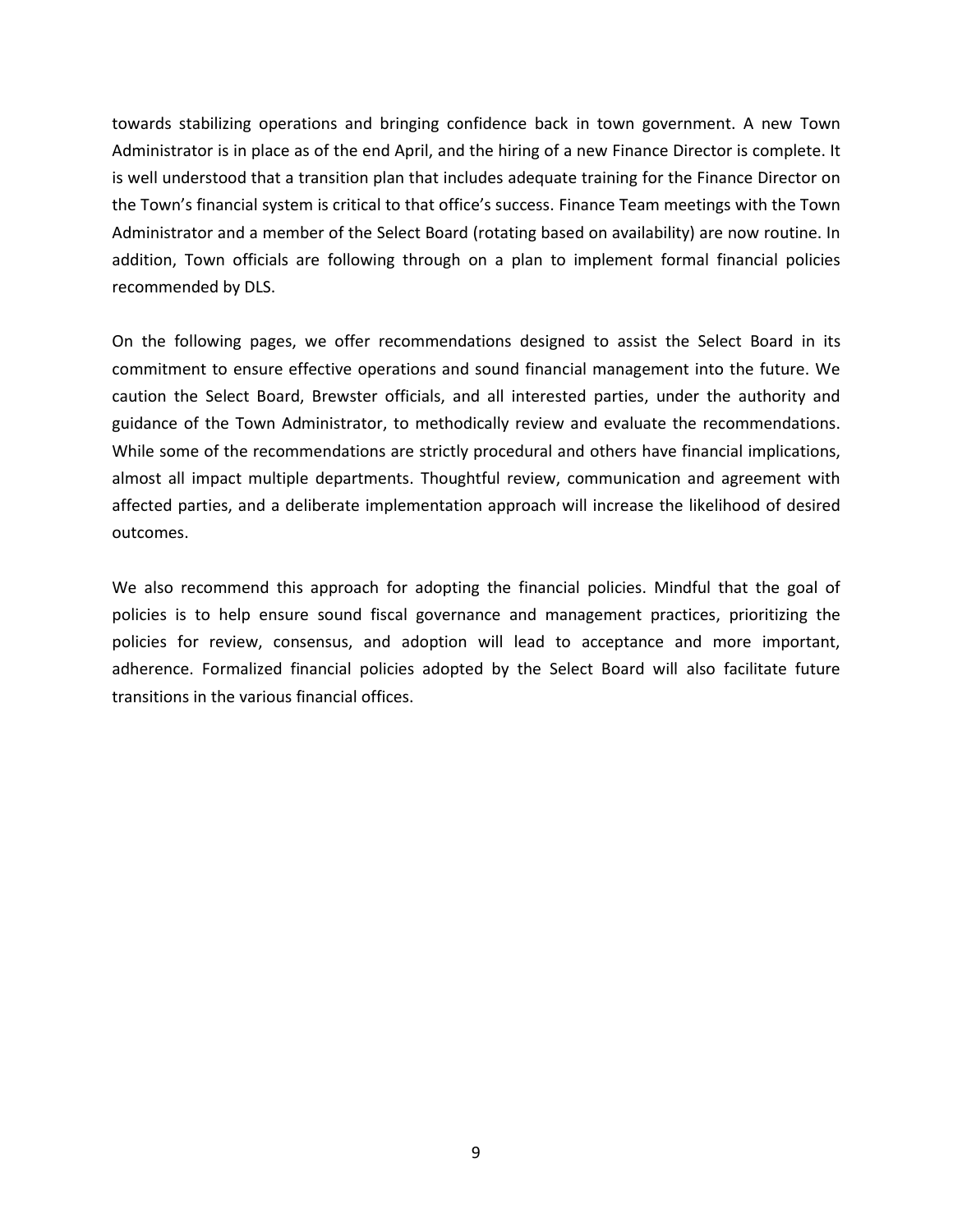towards stabilizing operations and bringing confidence back in town government. A new Town Administrator is in place as of the end April, and the hiring of a new Finance Director is complete. It is well understood that a transition plan that includes adequate training for the Finance Director on the Town's financial system is critical to that office's success. Finance Team meetings with the Town Administrator and a member of the Select Board (rotating based on availability) are now routine. In addition, Town officials are following through on a plan to implement formal financial policies recommended by DLS.

On the following pages, we offer recommendations designed to assist the Select Board in its commitment to ensure effective operations and sound financial management into the future. We caution the Select Board, Brewster officials, and all interested parties, under the authority and guidance of the Town Administrator, to methodically review and evaluate the recommendations. While some of the recommendations are strictly procedural and others have financial implications, almost all impact multiple departments. Thoughtful review, communication and agreement with affected parties, and a deliberate implementation approach will increase the likelihood of desired outcomes.

We also recommend this approach for adopting the financial policies. Mindful that the goal of policies is to help ensure sound fiscal governance and management practices, prioritizing the policies for review, consensus, and adoption will lead to acceptance and more important, adherence. Formalized financial policies adopted by the Select Board will also facilitate future transitions in the various financial offices.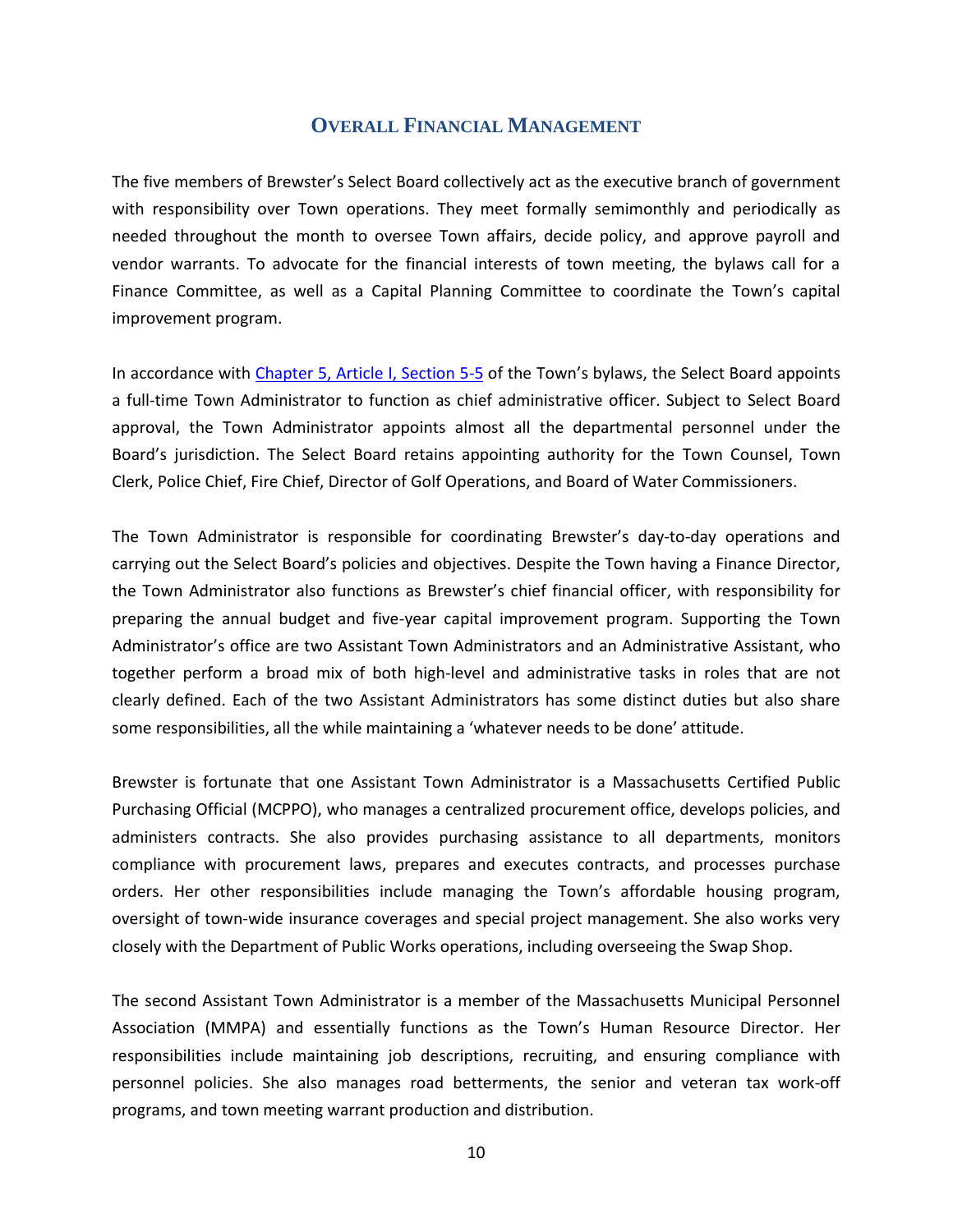## Overall Financial Management

The five members of Brewster's Select Board collectively act as the executive branch of government with responsibility over Town operations. They meet formally semimonthly and periodically as needed throughout the month to oversee Town affairs, decide policy, and approve payroll and vendor warrants. To advocate for the financial interests of town meeting, the bylaws call for a Finance Committee, as well as a Capital Planning Committee to coordinate the Town's capital improvement program.

In accordance with Chapter 5, Article I, Section 5-5 of the Town's bylaws, the Select Board appoints a full-time Town Administrator to function as chief administrative officer. Subject to Select Board approval, the Town Administrator appoints almost all the departmental personnel under the Board's jurisdiction. The Select Board retains appointing authority for the Town Counsel, Town Clerk, Police Chief, Fire Chief, Director of Golf Operations, and Board of Water Commissioners.

The Town Administrator is responsible for coordinating Brewster's day-to-day operations and carrying out the Select Board's policies and objectives. Despite the Town having a Finance Director, the Town Administrator also functions as Brewster's chief financial officer, with responsibility for preparing the annual budget and five-year capital improvement program. Supporting the Town Administrator's office are two Assistant Town Administrators and an Administrative Assistant, who together perform a broad mix of both high-level and administrative tasks in roles that are not clearly defined. Each of the two Assistant Administrators has some distinct duties but also share some responsibilities, all the while maintaining a 'whatever needs to be done' attitude.

Brewster is fortunate that one Assistant Town Administrator is a Massachusetts Certified Public Purchasing Official (MCPPO), who manages a centralized procurement office, develops policies, and administers contracts. She also provides purchasing assistance to all departments, monitors compliance with procurement laws, prepares and executes contracts, and processes purchase orders. Her other responsibilities include managing the Town's affordable housing program, oversight of town-wide insurance coverages and special project management. She also works very closely with the Department of Public Works operations, including overseeing the Swap Shop.

The second Assistant Town Administrator is a member of the Massachusetts Municipal Personnel Association (MMPA) and essentially functions as the Town's Human Resource Director. Her responsibilities include maintaining job descriptions, recruiting, and ensuring compliance with personnel policies. She also manages road betterments, the senior and veteran tax work-off programs, and town meeting warrant production and distribution.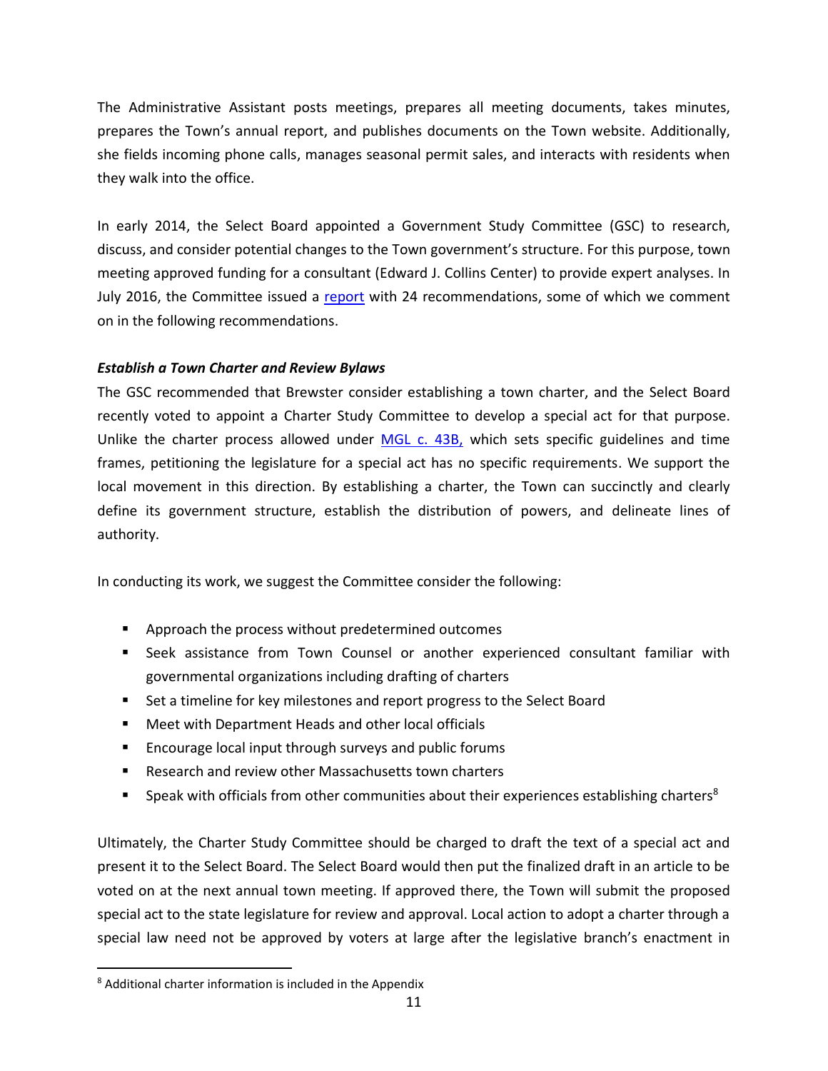The Administrative Assistant posts meetings, prepares all meeting documents, takes minutes, prepares the Town's annual report, and publishes documents on the Town website. Additionally, she fields incoming phone calls, manages seasonal permit sales, and interacts with residents when they walk into the office.

In early 2014, the Select Board appointed a Government Study Committee (GSC) to research, discuss, and consider potential changes to the Town government's structure. For this purpose, town meeting approved funding for a consultant (Edward J. Collins Center) to provide expert analyses. In July 2016, the Committee issued a report with 24 recommendations, some of which we comment on in the following recommendations.

***Establish a Town Charter and Review Bylaws***

The GSC recommended that Brewster consider establishing a town charter, and the Select Board recently voted to appoint a Charter Study Committee to develop a special act for that purpose. Unlike the charter process allowed under MGL c. 43B, which sets specific guidelines and time frames, petitioning the legislature for a special act has no specific requirements. We support the local movement in this direction. By establishing a charter, the Town can succinctly and clearly define its government structure, establish the distribution of powers, and delineate lines of authority.

In conducting its work, we suggest the Committee consider the following:

- Approach the process without predetermined outcomes
- Seek assistance from Town Counsel or another experienced consultant familiar with governmental organizations including drafting of charters
- Set a timeline for key milestones and report progress to the Select Board
- Meet with Department Heads and other local officials
- Encourage local input through surveys and public forums
- Research and review other Massachusetts town charters
- Speak with officials from other communities about their experiences establishing charters[8]

Ultimately, the Charter Study Committee should be charged to draft the text of a special act and present it to the Select Board. The Select Board would then put the finalized draft in an article to be voted on at the next annual town meeting. If approved there, the Town will submit the proposed special act to the state legislature for review and approval. Local action to adopt a charter through a special law need not be approved by voters at large after the legislative branch's enactment in

[8] Additional charter information is included in the Appendix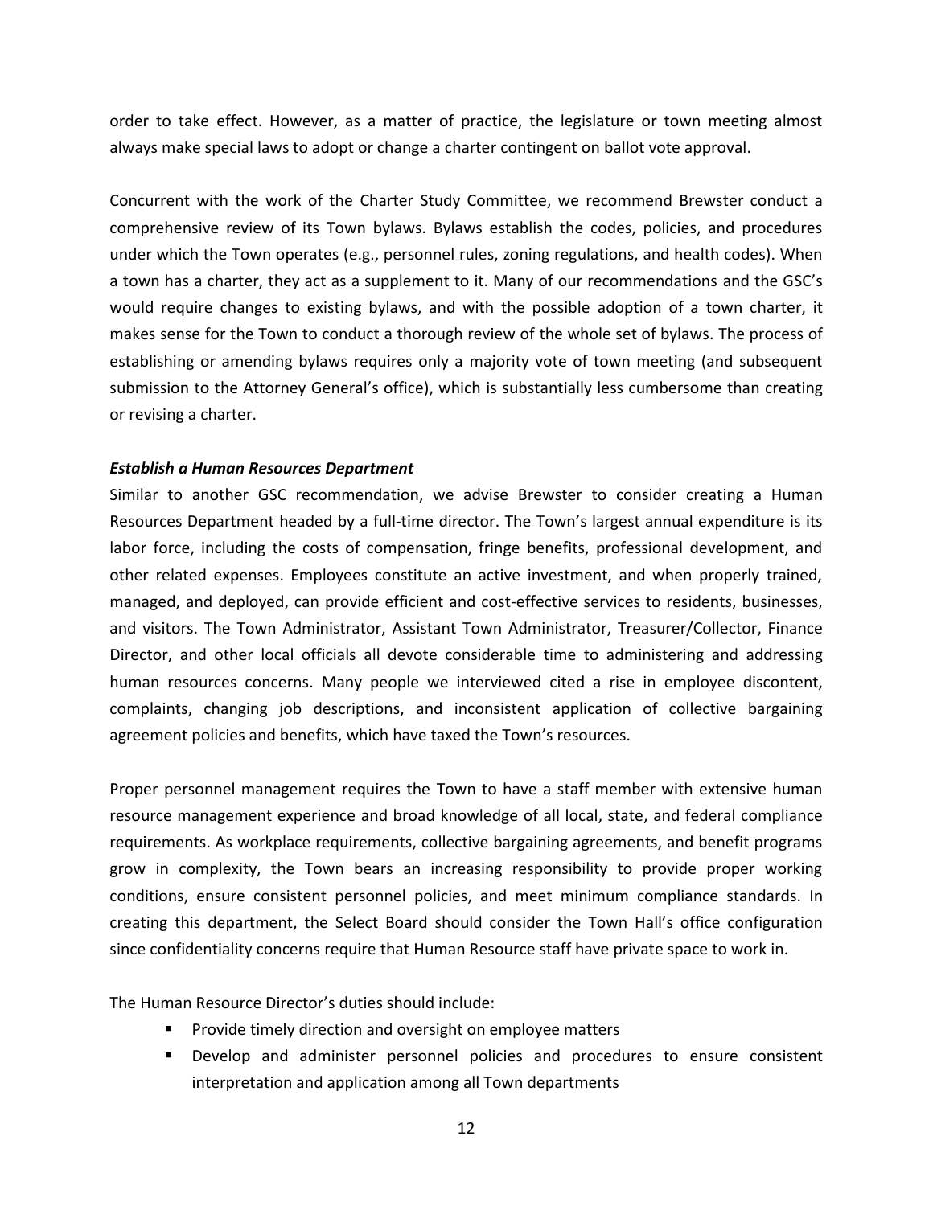order to take effect. However, as a matter of practice, the legislature or town meeting almost always make special laws to adopt or change a charter contingent on ballot vote approval.

Concurrent with the work of the Charter Study Committee, we recommend Brewster conduct a comprehensive review of its Town bylaws. Bylaws establish the codes, policies, and procedures under which the Town operates (e.g., personnel rules, zoning regulations, and health codes). When a town has a charter, they act as a supplement to it. Many of our recommendations and the GSC's would require changes to existing bylaws, and with the possible adoption of a town charter, it makes sense for the Town to conduct a thorough review of the whole set of bylaws. The process of establishing or amending bylaws requires only a majority vote of town meeting (and subsequent submission to the Attorney General's office), which is substantially less cumbersome than creating or revising a charter.

***Establish a Human Resources Department***

Similar to another GSC recommendation, we advise Brewster to consider creating a Human Resources Department headed by a full-time director. The Town's largest annual expenditure is its labor force, including the costs of compensation, fringe benefits, professional development, and other related expenses. Employees constitute an active investment, and when properly trained, managed, and deployed, can provide efficient and cost-effective services to residents, businesses, and visitors. The Town Administrator, Assistant Town Administrator, Treasurer/Collector, Finance Director, and other local officials all devote considerable time to administering and addressing human resources concerns. Many people we interviewed cited a rise in employee discontent, complaints, changing job descriptions, and inconsistent application of collective bargaining agreement policies and benefits, which have taxed the Town's resources.

Proper personnel management requires the Town to have a staff member with extensive human resource management experience and broad knowledge of all local, state, and federal compliance requirements. As workplace requirements, collective bargaining agreements, and benefit programs grow in complexity, the Town bears an increasing responsibility to provide proper working conditions, ensure consistent personnel policies, and meet minimum compliance standards. In creating this department, the Select Board should consider the Town Hall's office configuration since confidentiality concerns require that Human Resource staff have private space to work in.

The Human Resource Director's duties should include:

- Provide timely direction and oversight on employee matters
- Develop and administer personnel policies and procedures to ensure consistent interpretation and application among all Town departments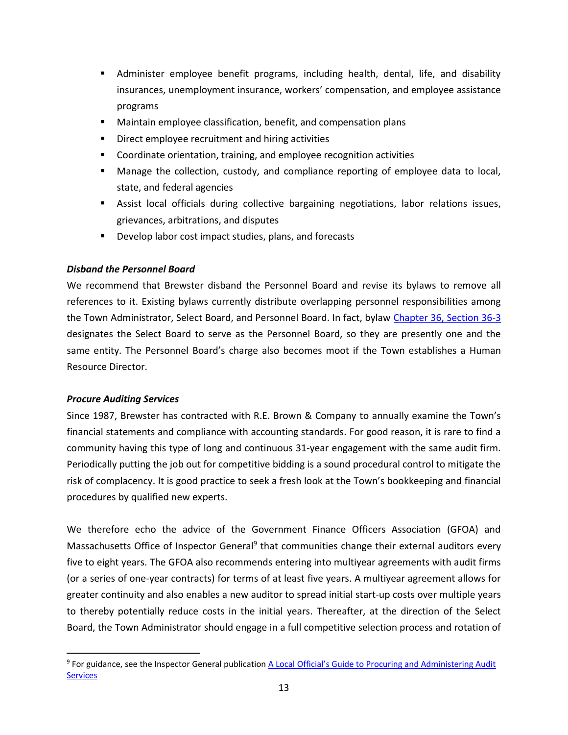- Administer employee benefit programs, including health, dental, life, and disability insurances, unemployment insurance, workers' compensation, and employee assistance programs
- Maintain employee classification, benefit, and compensation plans
- Direct employee recruitment and hiring activities
- Coordinate orientation, training, and employee recognition activities
- Manage the collection, custody, and compliance reporting of employee data to local, state, and federal agencies
- Assist local officials during collective bargaining negotiations, labor relations issues, grievances, arbitrations, and disputes
- Develop labor cost impact studies, plans, and forecasts

***Disband the Personnel Board***

We recommend that Brewster disband the Personnel Board and revise its bylaws to remove all references to it. Existing bylaws currently distribute overlapping personnel responsibilities among the Town Administrator, Select Board, and Personnel Board. In fact, bylaw Chapter 36, Section 36-3 designates the Select Board to serve as the Personnel Board, so they are presently one and the same entity. The Personnel Board's charge also becomes moot if the Town establishes a Human Resource Director.

***Procure Auditing Services***

Since 1987, Brewster has contracted with R.E. Brown & Company to annually examine the Town's financial statements and compliance with accounting standards. For good reason, it is rare to find a community having this type of long and continuous 31-year engagement with the same audit firm. Periodically putting the job out for competitive bidding is a sound procedural control to mitigate the risk of complacency. It is good practice to seek a fresh look at the Town's bookkeeping and financial procedures by qualified new experts.

We therefore echo the advice of the Government Finance Officers Association (GFOA) and Massachusetts Office of Inspector General[9] that communities change their external auditors every five to eight years. The GFOA also recommends entering into multiyear agreements with audit firms (or a series of one-year contracts) for terms of at least five years. A multiyear agreement allows for greater continuity and also enables a new auditor to spread initial start-up costs over multiple years to thereby potentially reduce costs in the initial years. Thereafter, at the direction of the Select Board, the Town Administrator should engage in a full competitive selection process and rotation of

[9] For guidance, see the Inspector General publication A Local Official's Guide to Procuring and Administering Audit Services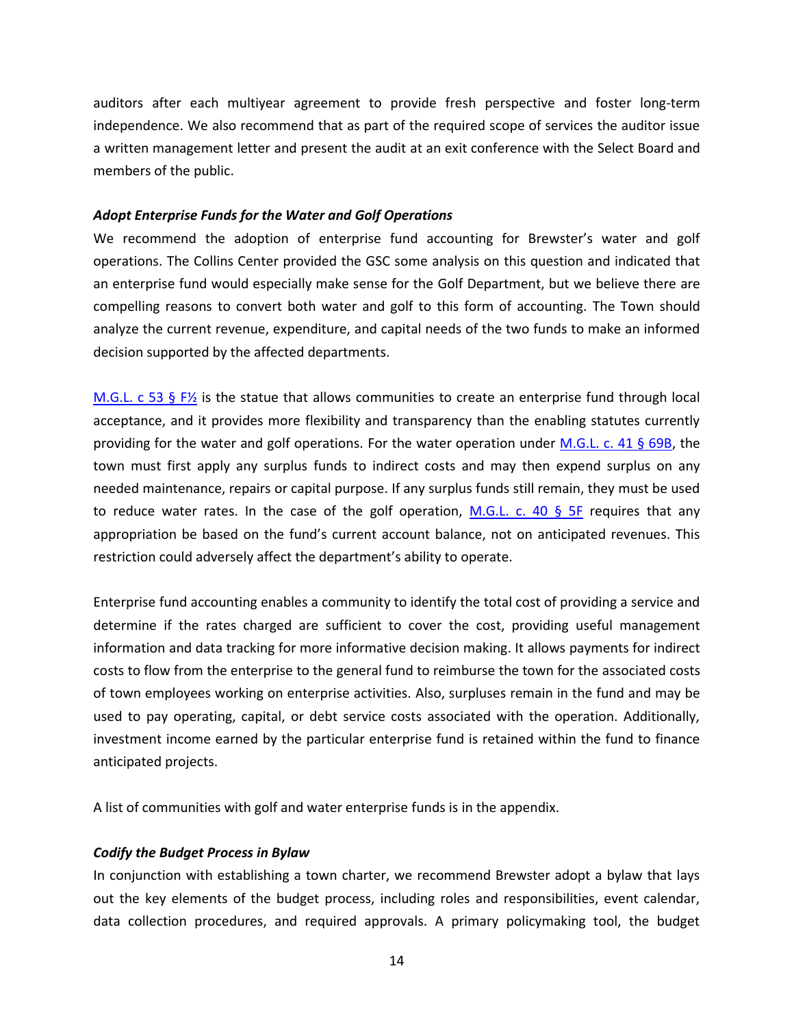auditors after each multiyear agreement to provide fresh perspective and foster long-term independence. We also recommend that as part of the required scope of services the auditor issue a written management letter and present the audit at an exit conference with the Select Board and members of the public.

***Adopt Enterprise Funds for the Water and Golf Operations***

We recommend the adoption of enterprise fund accounting for Brewster's water and golf operations. The Collins Center provided the GSC some analysis on this question and indicated that an enterprise fund would especially make sense for the Golf Department, but we believe there are compelling reasons to convert both water and golf to this form of accounting. The Town should analyze the current revenue, expenditure, and capital needs of the two funds to make an informed decision supported by the affected departments.

M.G.L. c 53 § F½ is the statue that allows communities to create an enterprise fund through local acceptance, and it provides more flexibility and transparency than the enabling statutes currently providing for the water and golf operations. For the water operation under M.G.L. c. 41 § 69B, the town must first apply any surplus funds to indirect costs and may then expend surplus on any needed maintenance, repairs or capital purpose. If any surplus funds still remain, they must be used to reduce water rates. In the case of the golf operation, M.G.L. c. 40 § 5F requires that any appropriation be based on the fund's current account balance, not on anticipated revenues. This restriction could adversely affect the department's ability to operate.

Enterprise fund accounting enables a community to identify the total cost of providing a service and determine if the rates charged are sufficient to cover the cost, providing useful management information and data tracking for more informative decision making. It allows payments for indirect costs to flow from the enterprise to the general fund to reimburse the town for the associated costs of town employees working on enterprise activities. Also, surpluses remain in the fund and may be used to pay operating, capital, or debt service costs associated with the operation. Additionally, investment income earned by the particular enterprise fund is retained within the fund to finance anticipated projects.

A list of communities with golf and water enterprise funds is in the appendix.

***Codify the Budget Process in Bylaw***

In conjunction with establishing a town charter, we recommend Brewster adopt a bylaw that lays out the key elements of the budget process, including roles and responsibilities, event calendar, data collection procedures, and required approvals. A primary policymaking tool, the budget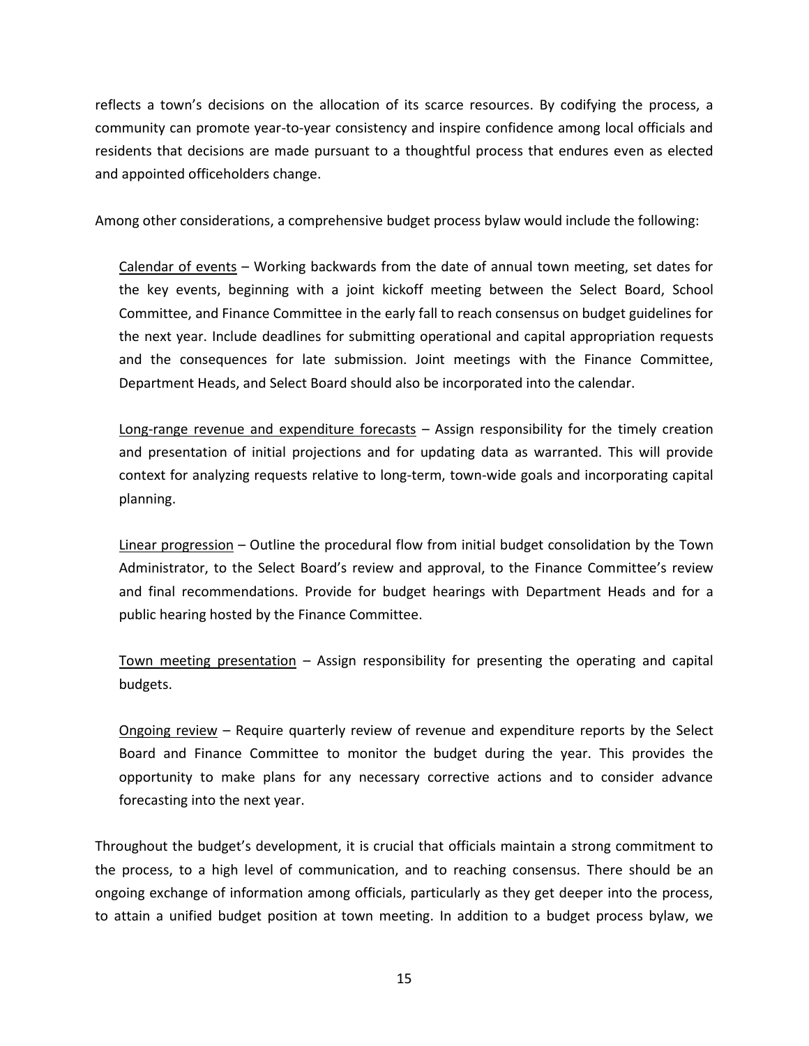reflects a town's decisions on the allocation of its scarce resources. By codifying the process, a community can promote year-to-year consistency and inspire confidence among local officials and residents that decisions are made pursuant to a thoughtful process that endures even as elected and appointed officeholders change.

Among other considerations, a comprehensive budget process bylaw would include the following:

<u>Calendar of events</u> – Working backwards from the date of annual town meeting, set dates for the key events, beginning with a joint kickoff meeting between the Select Board, School Committee, and Finance Committee in the early fall to reach consensus on budget guidelines for the next year. Include deadlines for submitting operational and capital appropriation requests and the consequences for late submission. Joint meetings with the Finance Committee, Department Heads, and Select Board should also be incorporated into the calendar.

<u>Long-range revenue and expenditure forecasts</u> – Assign responsibility for the timely creation and presentation of initial projections and for updating data as warranted. This will provide context for analyzing requests relative to long-term, town-wide goals and incorporating capital planning.

<u>Linear progression</u> – Outline the procedural flow from initial budget consolidation by the Town Administrator, to the Select Board's review and approval, to the Finance Committee's review and final recommendations. Provide for budget hearings with Department Heads and for a public hearing hosted by the Finance Committee.

<u>Town meeting presentation</u> – Assign responsibility for presenting the operating and capital budgets.

<u>Ongoing review</u> – Require quarterly review of revenue and expenditure reports by the Select Board and Finance Committee to monitor the budget during the year. This provides the opportunity to make plans for any necessary corrective actions and to consider advance forecasting into the next year.

Throughout the budget's development, it is crucial that officials maintain a strong commitment to the process, to a high level of communication, and to reaching consensus. There should be an ongoing exchange of information among officials, particularly as they get deeper into the process, to attain a unified budget position at town meeting. In addition to a budget process bylaw, we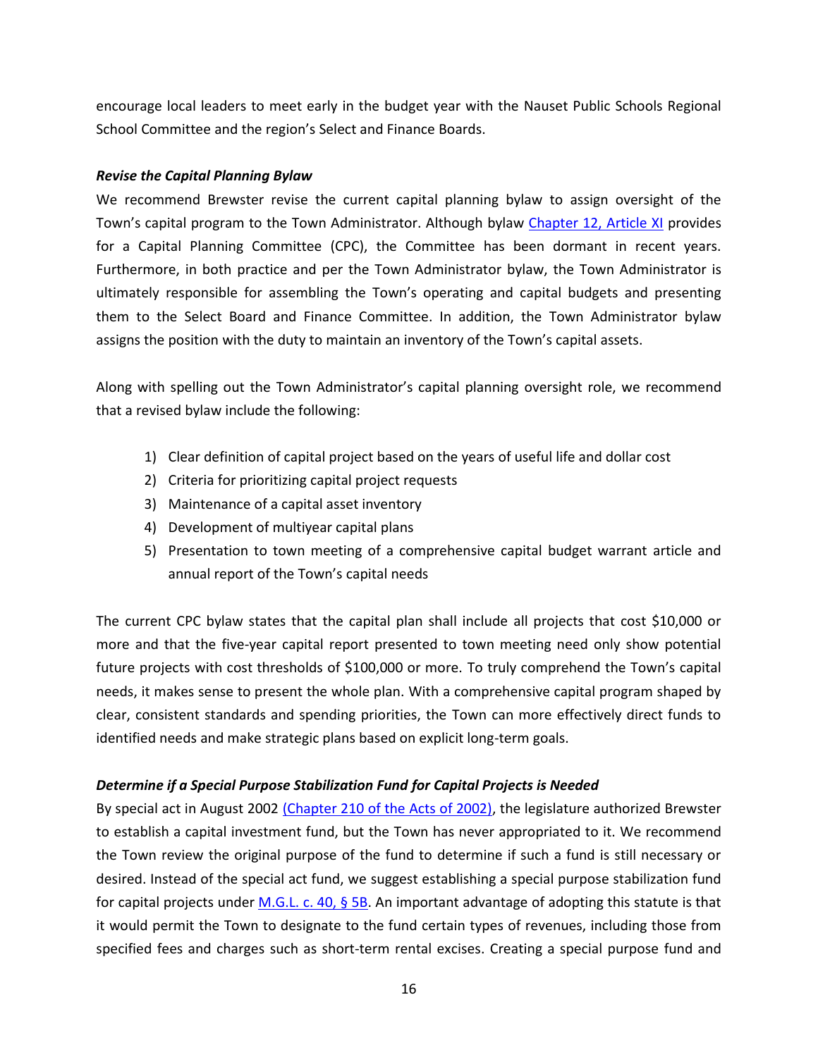encourage local leaders to meet early in the budget year with the Nauset Public Schools Regional School Committee and the region's Select and Finance Boards.

### *Revise the Capital Planning Bylaw*

We recommend Brewster revise the current capital planning bylaw to assign oversight of the Town's capital program to the Town Administrator. Although bylaw [Chapter 12, Article XI]() provides for a Capital Planning Committee (CPC), the Committee has been dormant in recent years. Furthermore, in both practice and per the Town Administrator bylaw, the Town Administrator is ultimately responsible for assembling the Town's operating and capital budgets and presenting them to the Select Board and Finance Committee. In addition, the Town Administrator bylaw assigns the position with the duty to maintain an inventory of the Town's capital assets.

Along with spelling out the Town Administrator's capital planning oversight role, we recommend that a revised bylaw include the following:

1) Clear definition of capital project based on the years of useful life and dollar cost
2) Criteria for prioritizing capital project requests
3) Maintenance of a capital asset inventory
4) Development of multiyear capital plans
5) Presentation to town meeting of a comprehensive capital budget warrant article and annual report of the Town's capital needs

The current CPC bylaw states that the capital plan shall include all projects that cost $10,000 or more and that the five-year capital report presented to town meeting need only show potential future projects with cost thresholds of $100,000 or more. To truly comprehend the Town's capital needs, it makes sense to present the whole plan. With a comprehensive capital program shaped by clear, consistent standards and spending priorities, the Town can more effectively direct funds to identified needs and make strategic plans based on explicit long-term goals.

### *Determine if a Special Purpose Stabilization Fund for Capital Projects is Needed*

By special act in August 2002 [(Chapter 210 of the Acts of 2002)](), the legislature authorized Brewster to establish a capital investment fund, but the Town has never appropriated to it. We recommend the Town review the original purpose of the fund to determine if such a fund is still necessary or desired. Instead of the special act fund, we suggest establishing a special purpose stabilization fund for capital projects under [M.G.L. c. 40, § 5B](). An important advantage of adopting this statute is that it would permit the Town to designate to the fund certain types of revenues, including those from specified fees and charges such as short-term rental excises. Creating a special purpose fund and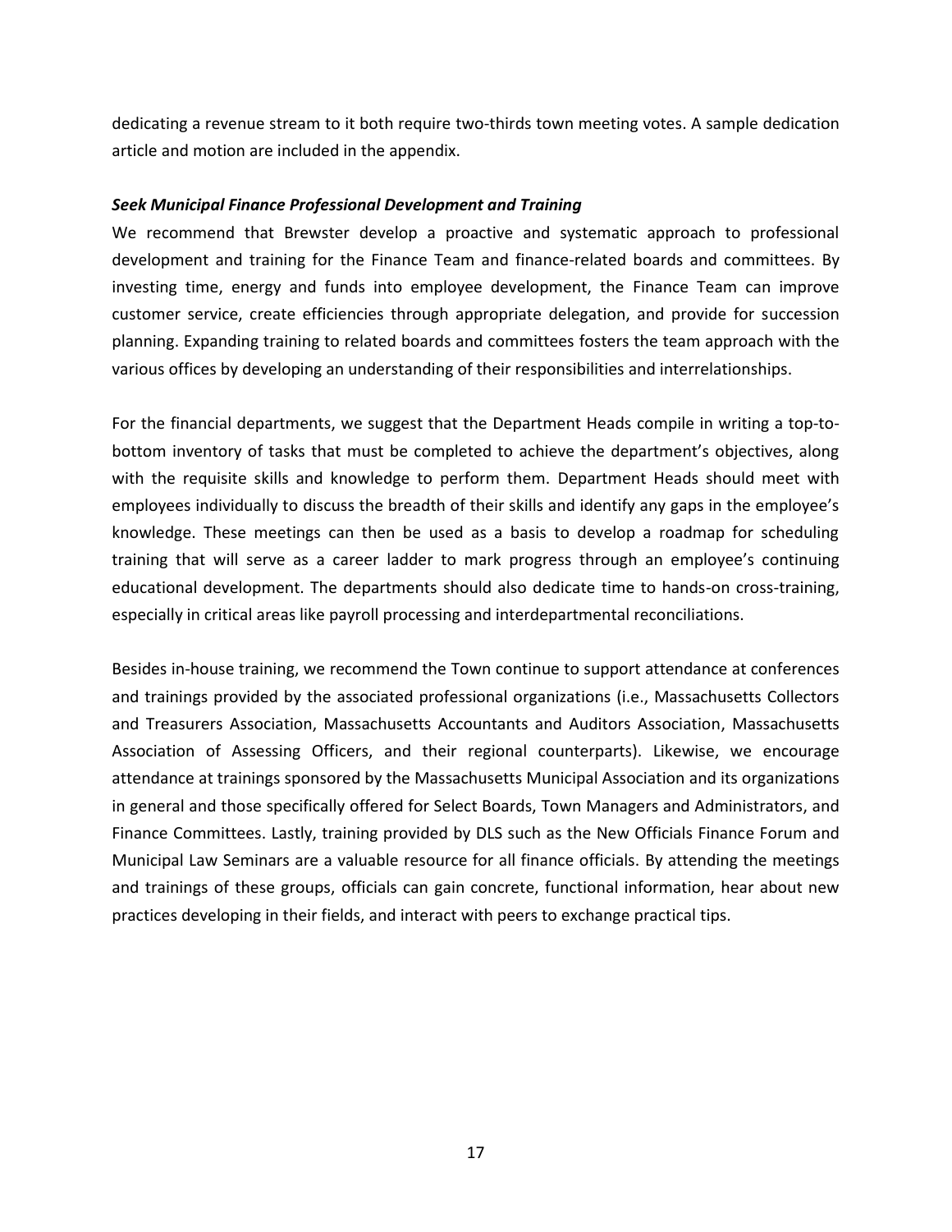dedicating a revenue stream to it both require two-thirds town meeting votes. A sample dedication article and motion are included in the appendix.

### *Seek Municipal Finance Professional Development and Training*

We recommend that Brewster develop a proactive and systematic approach to professional development and training for the Finance Team and finance-related boards and committees. By investing time, energy and funds into employee development, the Finance Team can improve customer service, create efficiencies through appropriate delegation, and provide for succession planning. Expanding training to related boards and committees fosters the team approach with the various offices by developing an understanding of their responsibilities and interrelationships.

For the financial departments, we suggest that the Department Heads compile in writing a top-to-bottom inventory of tasks that must be completed to achieve the department's objectives, along with the requisite skills and knowledge to perform them. Department Heads should meet with employees individually to discuss the breadth of their skills and identify any gaps in the employee's knowledge. These meetings can then be used as a basis to develop a roadmap for scheduling training that will serve as a career ladder to mark progress through an employee's continuing educational development. The departments should also dedicate time to hands-on cross-training, especially in critical areas like payroll processing and interdepartmental reconciliations.

Besides in-house training, we recommend the Town continue to support attendance at conferences and trainings provided by the associated professional organizations (i.e., Massachusetts Collectors and Treasurers Association, Massachusetts Accountants and Auditors Association, Massachusetts Association of Assessing Officers, and their regional counterparts). Likewise, we encourage attendance at trainings sponsored by the Massachusetts Municipal Association and its organizations in general and those specifically offered for Select Boards, Town Managers and Administrators, and Finance Committees. Lastly, training provided by DLS such as the New Officials Finance Forum and Municipal Law Seminars are a valuable resource for all finance officials. By attending the meetings and trainings of these groups, officials can gain concrete, functional information, hear about new practices developing in their fields, and interact with peers to exchange practical tips.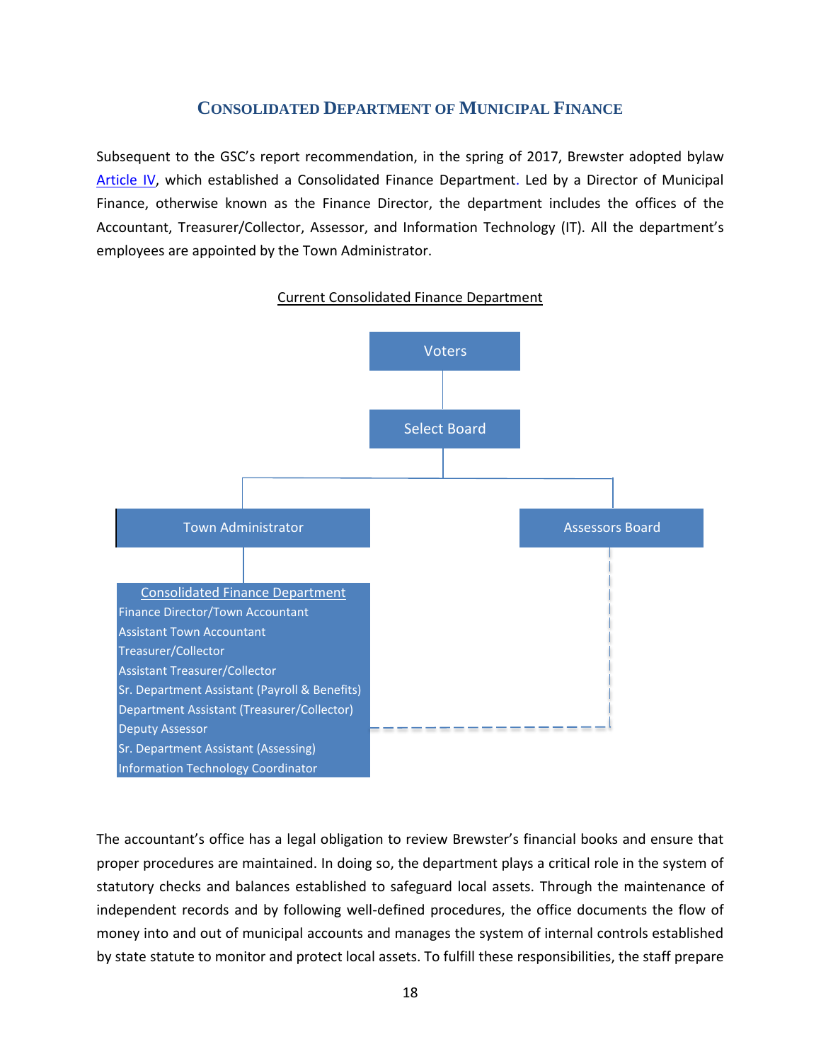## Consolidated Department of Municipal Finance

Subsequent to the GSC's report recommendation, in the spring of 2017, Brewster adopted bylaw Article IV, which established a Consolidated Finance Department. Led by a Director of Municipal Finance, otherwise known as the Finance Director, the department includes the offices of the Accountant, Treasurer/Collector, Assessor, and Information Technology (IT). All the department's employees are appointed by the Town Administrator.

Current Consolidated Finance Department

Voters

Select Board

Town Administrator

Assessors Board

Consolidated Finance Department
Finance Director/Town Accountant
Assistant Town Accountant
Treasurer/Collector
Assistant Treasurer/Collector
Sr. Department Assistant (Payroll & Benefits)
Department Assistant (Treasurer/Collector)
Deputy Assessor
Sr. Department Assistant (Assessing)
Information Technology Coordinator

The accountant's office has a legal obligation to review Brewster's financial books and ensure that proper procedures are maintained. In doing so, the department plays a critical role in the system of statutory checks and balances established to safeguard local assets. Through the maintenance of independent records and by following well-defined procedures, the office documents the flow of money into and out of municipal accounts and manages the system of internal controls established by state statute to monitor and protect local assets. To fulfill these responsibilities, the staff prepare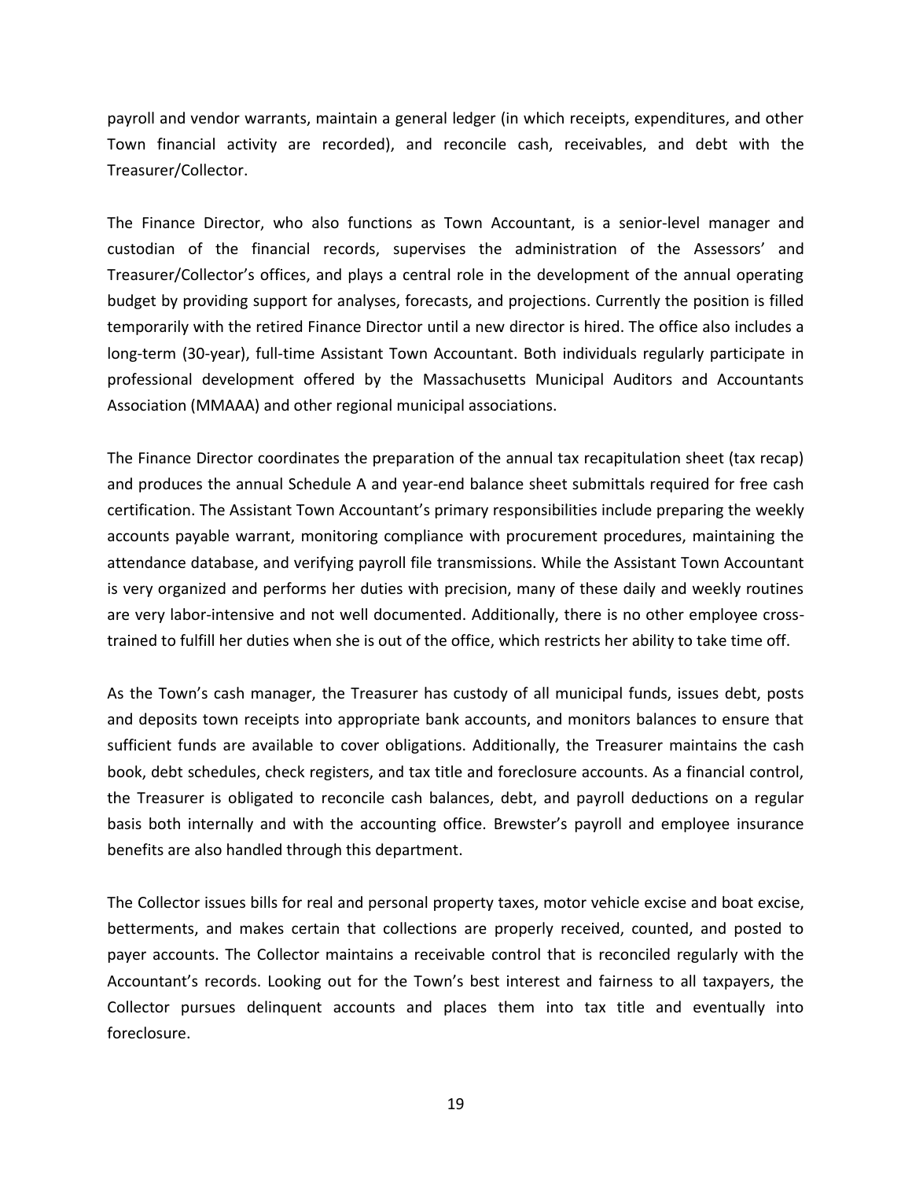payroll and vendor warrants, maintain a general ledger (in which receipts, expenditures, and other Town financial activity are recorded), and reconcile cash, receivables, and debt with the Treasurer/Collector.

The Finance Director, who also functions as Town Accountant, is a senior-level manager and custodian of the financial records, supervises the administration of the Assessors' and Treasurer/Collector's offices, and plays a central role in the development of the annual operating budget by providing support for analyses, forecasts, and projections. Currently the position is filled temporarily with the retired Finance Director until a new director is hired. The office also includes a long-term (30-year), full-time Assistant Town Accountant. Both individuals regularly participate in professional development offered by the Massachusetts Municipal Auditors and Accountants Association (MMAAA) and other regional municipal associations.

The Finance Director coordinates the preparation of the annual tax recapitulation sheet (tax recap) and produces the annual Schedule A and year-end balance sheet submittals required for free cash certification. The Assistant Town Accountant's primary responsibilities include preparing the weekly accounts payable warrant, monitoring compliance with procurement procedures, maintaining the attendance database, and verifying payroll file transmissions. While the Assistant Town Accountant is very organized and performs her duties with precision, many of these daily and weekly routines are very labor-intensive and not well documented. Additionally, there is no other employee cross-trained to fulfill her duties when she is out of the office, which restricts her ability to take time off.

As the Town's cash manager, the Treasurer has custody of all municipal funds, issues debt, posts and deposits town receipts into appropriate bank accounts, and monitors balances to ensure that sufficient funds are available to cover obligations. Additionally, the Treasurer maintains the cash book, debt schedules, check registers, and tax title and foreclosure accounts. As a financial control, the Treasurer is obligated to reconcile cash balances, debt, and payroll deductions on a regular basis both internally and with the accounting office. Brewster's payroll and employee insurance benefits are also handled through this department.

The Collector issues bills for real and personal property taxes, motor vehicle excise and boat excise, betterments, and makes certain that collections are properly received, counted, and posted to payer accounts. The Collector maintains a receivable control that is reconciled regularly with the Accountant's records. Looking out for the Town's best interest and fairness to all taxpayers, the Collector pursues delinquent accounts and places them into tax title and eventually into foreclosure.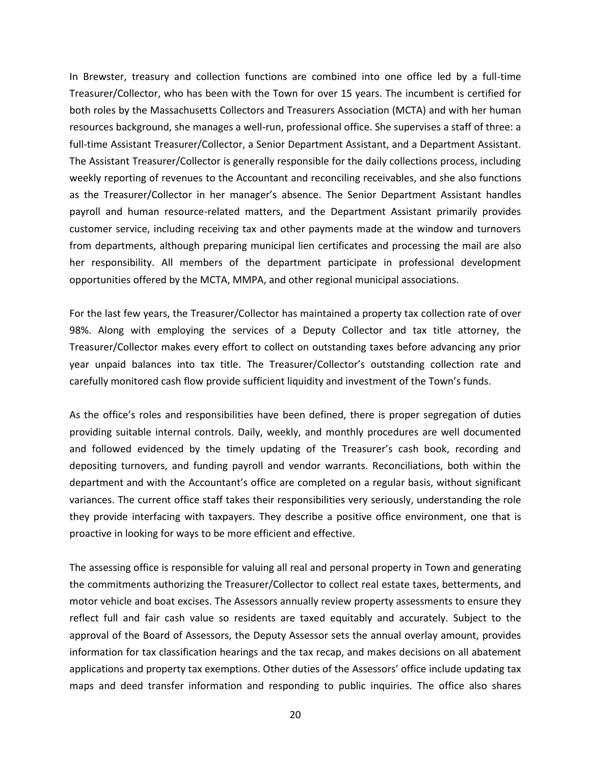In Brewster, treasury and collection functions are combined into one office led by a full-time Treasurer/Collector, who has been with the Town for over 15 years. The incumbent is certified for both roles by the Massachusetts Collectors and Treasurers Association (MCTA) and with her human resources background, she manages a well-run, professional office. She supervises a staff of three: a full-time Assistant Treasurer/Collector, a Senior Department Assistant, and a Department Assistant. The Assistant Treasurer/Collector is generally responsible for the daily collections process, including weekly reporting of revenues to the Accountant and reconciling receivables, and she also functions as the Treasurer/Collector in her manager's absence. The Senior Department Assistant handles payroll and human resource-related matters, and the Department Assistant primarily provides customer service, including receiving tax and other payments made at the window and turnovers from departments, although preparing municipal lien certificates and processing the mail are also her responsibility. All members of the department participate in professional development opportunities offered by the MCTA, MMPA, and other regional municipal associations.

For the last few years, the Treasurer/Collector has maintained a property tax collection rate of over 98%. Along with employing the services of a Deputy Collector and tax title attorney, the Treasurer/Collector makes every effort to collect on outstanding taxes before advancing any prior year unpaid balances into tax title. The Treasurer/Collector's outstanding collection rate and carefully monitored cash flow provide sufficient liquidity and investment of the Town's funds.

As the office's roles and responsibilities have been defined, there is proper segregation of duties providing suitable internal controls. Daily, weekly, and monthly procedures are well documented and followed evidenced by the timely updating of the Treasurer's cash book, recording and depositing turnovers, and funding payroll and vendor warrants. Reconciliations, both within the department and with the Accountant's office are completed on a regular basis, without significant variances. The current office staff takes their responsibilities very seriously, understanding the role they provide interfacing with taxpayers. They describe a positive office environment, one that is proactive in looking for ways to be more efficient and effective.

The assessing office is responsible for valuing all real and personal property in Town and generating the commitments authorizing the Treasurer/Collector to collect real estate taxes, betterments, and motor vehicle and boat excises. The Assessors annually review property assessments to ensure they reflect full and fair cash value so residents are taxed equitably and accurately. Subject to the approval of the Board of Assessors, the Deputy Assessor sets the annual overlay amount, provides information for tax classification hearings and the tax recap, and makes decisions on all abatement applications and property tax exemptions. Other duties of the Assessors' office include updating tax maps and deed transfer information and responding to public inquiries. The office also shares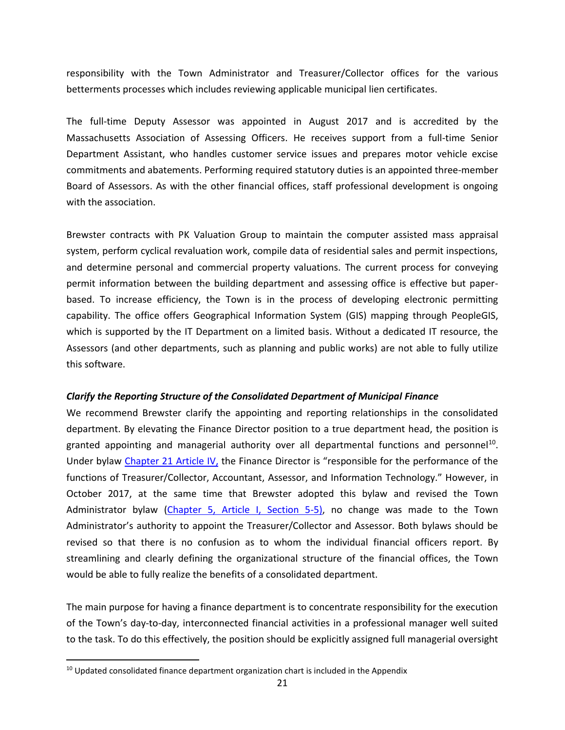responsibility with the Town Administrator and Treasurer/Collector offices for the various betterments processes which includes reviewing applicable municipal lien certificates.

The full-time Deputy Assessor was appointed in August 2017 and is accredited by the Massachusetts Association of Assessing Officers. He receives support from a full-time Senior Department Assistant, who handles customer service issues and prepares motor vehicle excise commitments and abatements. Performing required statutory duties is an appointed three-member Board of Assessors. As with the other financial offices, staff professional development is ongoing with the association.

Brewster contracts with PK Valuation Group to maintain the computer assisted mass appraisal system, perform cyclical revaluation work, compile data of residential sales and permit inspections, and determine personal and commercial property valuations. The current process for conveying permit information between the building department and assessing office is effective but paper-based. To increase efficiency, the Town is in the process of developing electronic permitting capability. The office offers Geographical Information System (GIS) mapping through PeopleGIS, which is supported by the IT Department on a limited basis. Without a dedicated IT resource, the Assessors (and other departments, such as planning and public works) are not able to fully utilize this software.

***Clarify the Reporting Structure of the Consolidated Department of Municipal Finance***

We recommend Brewster clarify the appointing and reporting relationships in the consolidated department. By elevating the Finance Director position to a true department head, the position is granted appointing and managerial authority over all departmental functions and personnel[10]. Under bylaw Chapter 21 Article IV, the Finance Director is "responsible for the performance of the functions of Treasurer/Collector, Accountant, Assessor, and Information Technology." However, in October 2017, at the same time that Brewster adopted this bylaw and revised the Town Administrator bylaw (Chapter 5, Article I, Section 5-5), no change was made to the Town Administrator's authority to appoint the Treasurer/Collector and Assessor. Both bylaws should be revised so that there is no confusion as to whom the individual financial officers report. By streamlining and clearly defining the organizational structure of the financial offices, the Town would be able to fully realize the benefits of a consolidated department.

The main purpose for having a finance department is to concentrate responsibility for the execution of the Town's day-to-day, interconnected financial activities in a professional manager well suited to the task. To do this effectively, the position should be explicitly assigned full managerial oversight

[10] Updated consolidated finance department organization chart is included in the Appendix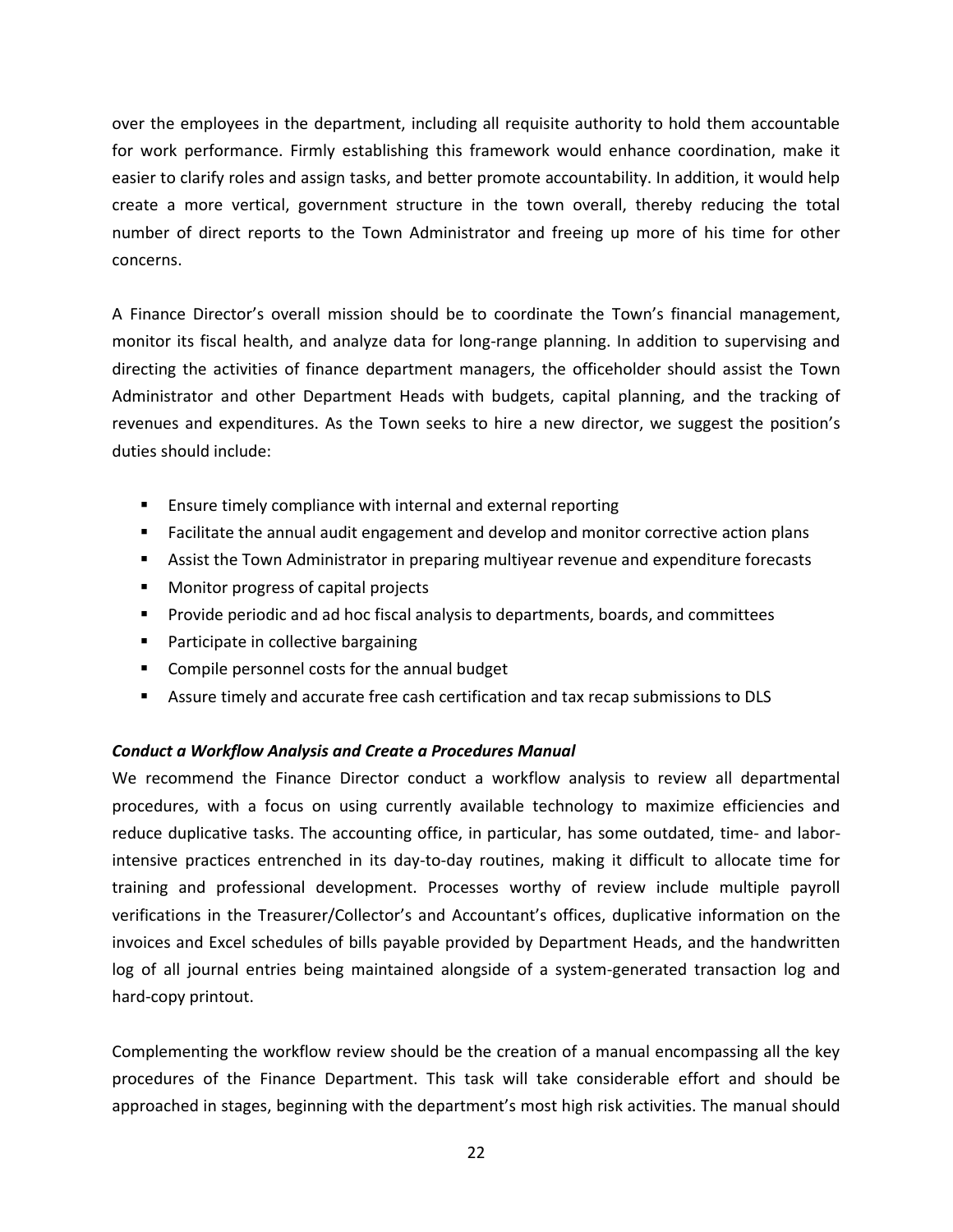over the employees in the department, including all requisite authority to hold them accountable for work performance. Firmly establishing this framework would enhance coordination, make it easier to clarify roles and assign tasks, and better promote accountability. In addition, it would help create a more vertical, government structure in the town overall, thereby reducing the total number of direct reports to the Town Administrator and freeing up more of his time for other concerns.

A Finance Director's overall mission should be to coordinate the Town's financial management, monitor its fiscal health, and analyze data for long-range planning. In addition to supervising and directing the activities of finance department managers, the officeholder should assist the Town Administrator and other Department Heads with budgets, capital planning, and the tracking of revenues and expenditures. As the Town seeks to hire a new director, we suggest the position's duties should include:

- Ensure timely compliance with internal and external reporting
- Facilitate the annual audit engagement and develop and monitor corrective action plans
- Assist the Town Administrator in preparing multiyear revenue and expenditure forecasts
- Monitor progress of capital projects
- Provide periodic and ad hoc fiscal analysis to departments, boards, and committees
- Participate in collective bargaining
- Compile personnel costs for the annual budget
- Assure timely and accurate free cash certification and tax recap submissions to DLS

***Conduct a Workflow Analysis and Create a Procedures Manual***

We recommend the Finance Director conduct a workflow analysis to review all departmental procedures, with a focus on using currently available technology to maximize efficiencies and reduce duplicative tasks. The accounting office, in particular, has some outdated, time- and labor-intensive practices entrenched in its day-to-day routines, making it difficult to allocate time for training and professional development. Processes worthy of review include multiple payroll verifications in the Treasurer/Collector's and Accountant's offices, duplicative information on the invoices and Excel schedules of bills payable provided by Department Heads, and the handwritten log of all journal entries being maintained alongside of a system-generated transaction log and hard-copy printout.

Complementing the workflow review should be the creation of a manual encompassing all the key procedures of the Finance Department. This task will take considerable effort and should be approached in stages, beginning with the department's most high risk activities. The manual should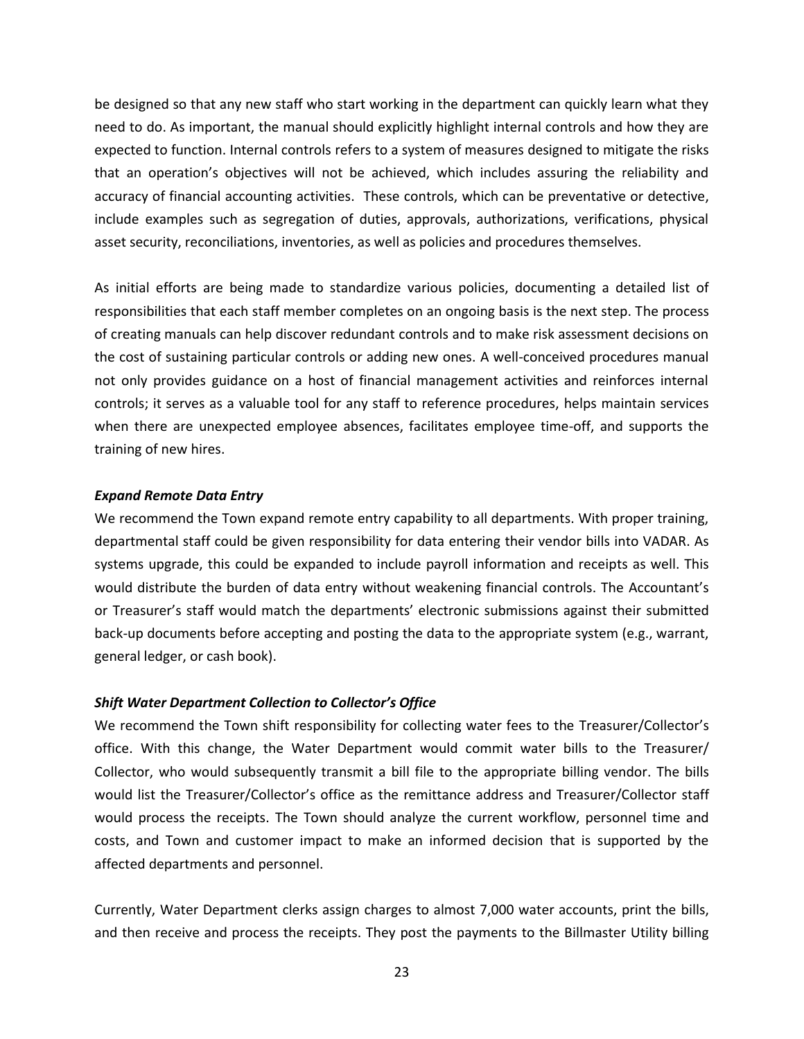be designed so that any new staff who start working in the department can quickly learn what they need to do. As important, the manual should explicitly highlight internal controls and how they are expected to function. Internal controls refers to a system of measures designed to mitigate the risks that an operation's objectives will not be achieved, which includes assuring the reliability and accuracy of financial accounting activities. These controls, which can be preventative or detective, include examples such as segregation of duties, approvals, authorizations, verifications, physical asset security, reconciliations, inventories, as well as policies and procedures themselves.

As initial efforts are being made to standardize various policies, documenting a detailed list of responsibilities that each staff member completes on an ongoing basis is the next step. The process of creating manuals can help discover redundant controls and to make risk assessment decisions on the cost of sustaining particular controls or adding new ones. A well-conceived procedures manual not only provides guidance on a host of financial management activities and reinforces internal controls; it serves as a valuable tool for any staff to reference procedures, helps maintain services when there are unexpected employee absences, facilitates employee time-off, and supports the training of new hires.

***Expand Remote Data Entry***

We recommend the Town expand remote entry capability to all departments. With proper training, departmental staff could be given responsibility for data entering their vendor bills into VADAR. As systems upgrade, this could be expanded to include payroll information and receipts as well. This would distribute the burden of data entry without weakening financial controls. The Accountant's or Treasurer's staff would match the departments' electronic submissions against their submitted back-up documents before accepting and posting the data to the appropriate system (e.g., warrant, general ledger, or cash book).

***Shift Water Department Collection to Collector's Office***

We recommend the Town shift responsibility for collecting water fees to the Treasurer/Collector's office. With this change, the Water Department would commit water bills to the Treasurer/ Collector, who would subsequently transmit a bill file to the appropriate billing vendor. The bills would list the Treasurer/Collector's office as the remittance address and Treasurer/Collector staff would process the receipts. The Town should analyze the current workflow, personnel time and costs, and Town and customer impact to make an informed decision that is supported by the affected departments and personnel.

Currently, Water Department clerks assign charges to almost 7,000 water accounts, print the bills, and then receive and process the receipts. They post the payments to the Billmaster Utility billing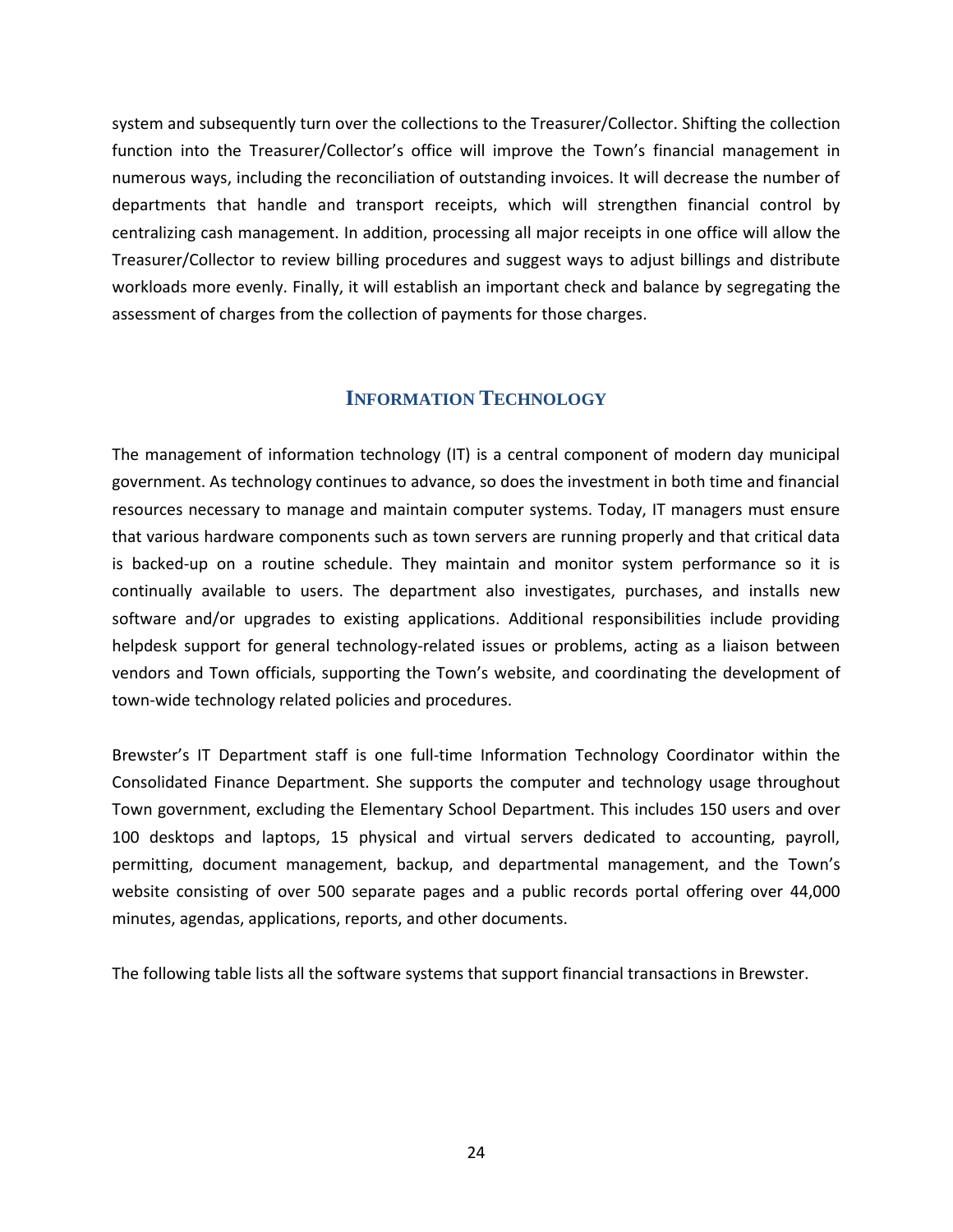system and subsequently turn over the collections to the Treasurer/Collector. Shifting the collection function into the Treasurer/Collector's office will improve the Town's financial management in numerous ways, including the reconciliation of outstanding invoices. It will decrease the number of departments that handle and transport receipts, which will strengthen financial control by centralizing cash management. In addition, processing all major receipts in one office will allow the Treasurer/Collector to review billing procedures and suggest ways to adjust billings and distribute workloads more evenly. Finally, it will establish an important check and balance by segregating the assessment of charges from the collection of payments for those charges.

## INFORMATION TECHNOLOGY

The management of information technology (IT) is a central component of modern day municipal government. As technology continues to advance, so does the investment in both time and financial resources necessary to manage and maintain computer systems. Today, IT managers must ensure that various hardware components such as town servers are running properly and that critical data is backed-up on a routine schedule. They maintain and monitor system performance so it is continually available to users. The department also investigates, purchases, and installs new software and/or upgrades to existing applications. Additional responsibilities include providing helpdesk support for general technology-related issues or problems, acting as a liaison between vendors and Town officials, supporting the Town's website, and coordinating the development of town-wide technology related policies and procedures.

Brewster's IT Department staff is one full-time Information Technology Coordinator within the Consolidated Finance Department. She supports the computer and technology usage throughout Town government, excluding the Elementary School Department. This includes 150 users and over 100 desktops and laptops, 15 physical and virtual servers dedicated to accounting, payroll, permitting, document management, backup, and departmental management, and the Town's website consisting of over 500 separate pages and a public records portal offering over 44,000 minutes, agendas, applications, reports, and other documents.

The following table lists all the software systems that support financial transactions in Brewster.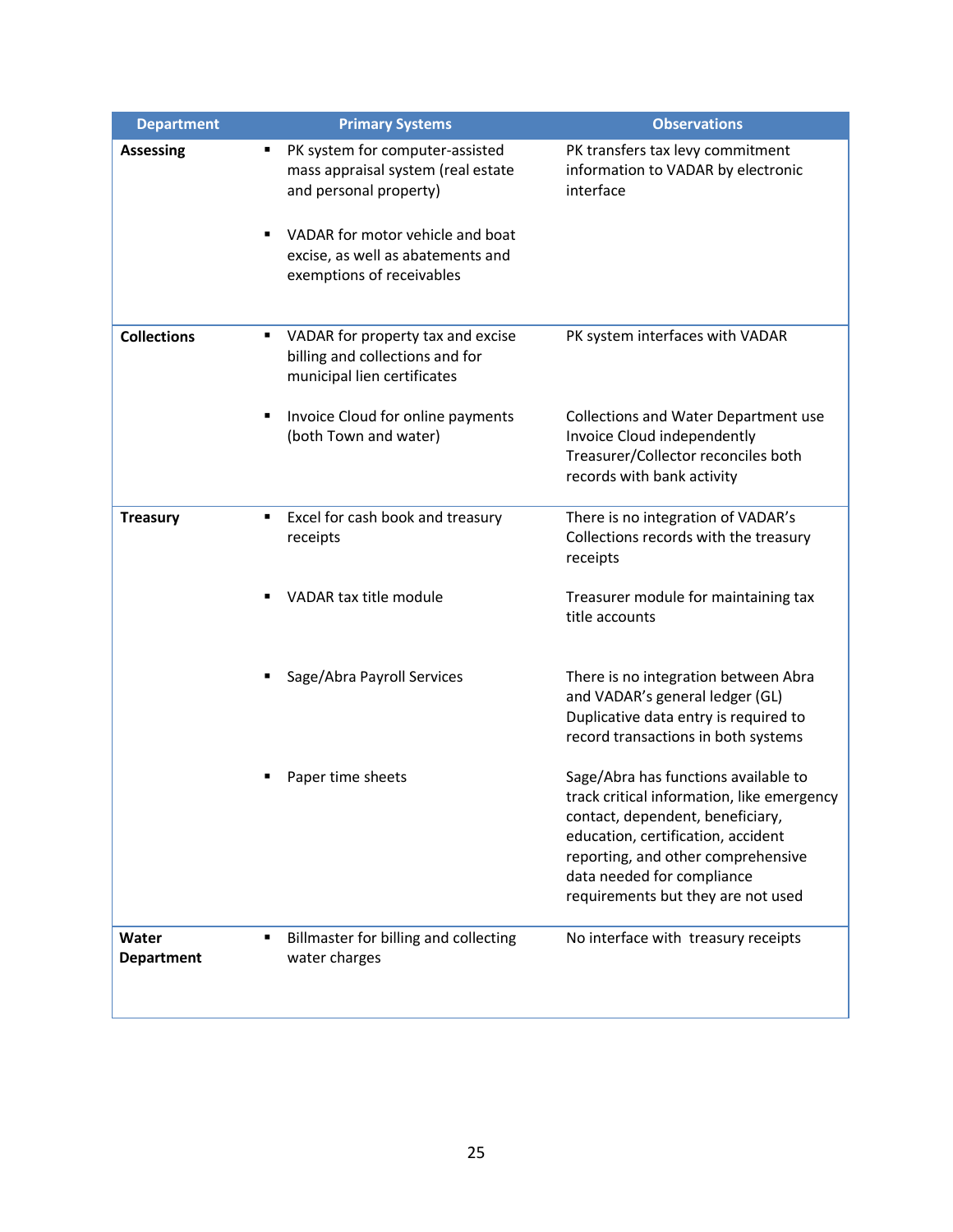| Department | Primary Systems | Observations |
|---|---|---|
| **Assessing** | ▪ PK system for computer-assisted mass appraisal system (real estate and personal property) | PK transfers tax levy commitment information to VADAR by electronic interface |
| | ▪ VADAR for motor vehicle and boat excise, as well as abatements and exemptions of receivables | |
| **Collections** | ▪ VADAR for property tax and excise billing and collections and for municipal lien certificates | PK system interfaces with VADAR |
| | ▪ Invoice Cloud for online payments (both Town and water) | Collections and Water Department use Invoice Cloud independently Treasurer/Collector reconciles both records with bank activity |
| **Treasury** | ▪ Excel for cash book and treasury receipts | There is no integration of VADAR's Collections records with the treasury receipts |
| | ▪ VADAR tax title module | Treasurer module for maintaining tax title accounts |
| | ▪ Sage/Abra Payroll Services | There is no integration between Abra and VADAR's general ledger (GL) Duplicative data entry is required to record transactions in both systems |
| | ▪ Paper time sheets | Sage/Abra has functions available to track critical information, like emergency contact, dependent, beneficiary, education, certification, accident reporting, and other comprehensive data needed for compliance requirements but they are not used |
| **Water Department** | ▪ Billmaster for billing and collecting water charges | No interface with treasury receipts |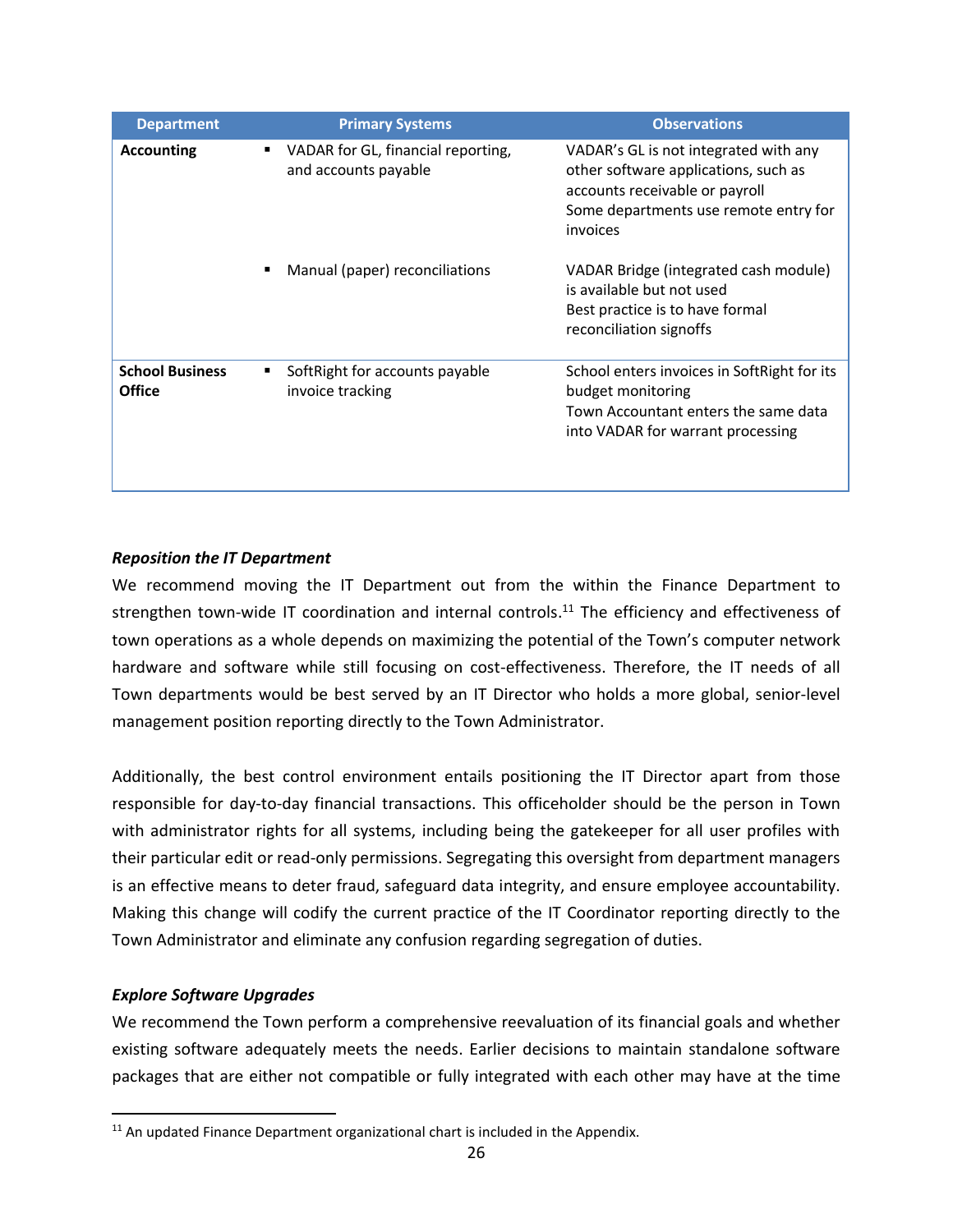| Department | Primary Systems | Observations |
|---|---|---|
| **Accounting** | ▪ VADAR for GL, financial reporting, and accounts payable | VADAR's GL is not integrated with any other software applications, such as accounts receivable or payroll<br>Some departments use remote entry for invoices |
| | ▪ Manual (paper) reconciliations | VADAR Bridge (integrated cash module) is available but not used<br>Best practice is to have formal reconciliation signoffs |
| **School Business Office** | ▪ SoftRight for accounts payable invoice tracking | School enters invoices in SoftRight for its budget monitoring<br>Town Accountant enters the same data into VADAR for warrant processing |

***Reposition the IT Department***

We recommend moving the IT Department out from the within the Finance Department to strengthen town-wide IT coordination and internal controls.[11] The efficiency and effectiveness of town operations as a whole depends on maximizing the potential of the Town's computer network hardware and software while still focusing on cost-effectiveness. Therefore, the IT needs of all Town departments would be best served by an IT Director who holds a more global, senior-level management position reporting directly to the Town Administrator.

Additionally, the best control environment entails positioning the IT Director apart from those responsible for day-to-day financial transactions. This officeholder should be the person in Town with administrator rights for all systems, including being the gatekeeper for all user profiles with their particular edit or read-only permissions. Segregating this oversight from department managers is an effective means to deter fraud, safeguard data integrity, and ensure employee accountability. Making this change will codify the current practice of the IT Coordinator reporting directly to the Town Administrator and eliminate any confusion regarding segregation of duties.

***Explore Software Upgrades***

We recommend the Town perform a comprehensive reevaluation of its financial goals and whether existing software adequately meets the needs. Earlier decisions to maintain standalone software packages that are either not compatible or fully integrated with each other may have at the time

[11] An updated Finance Department organizational chart is included in the Appendix.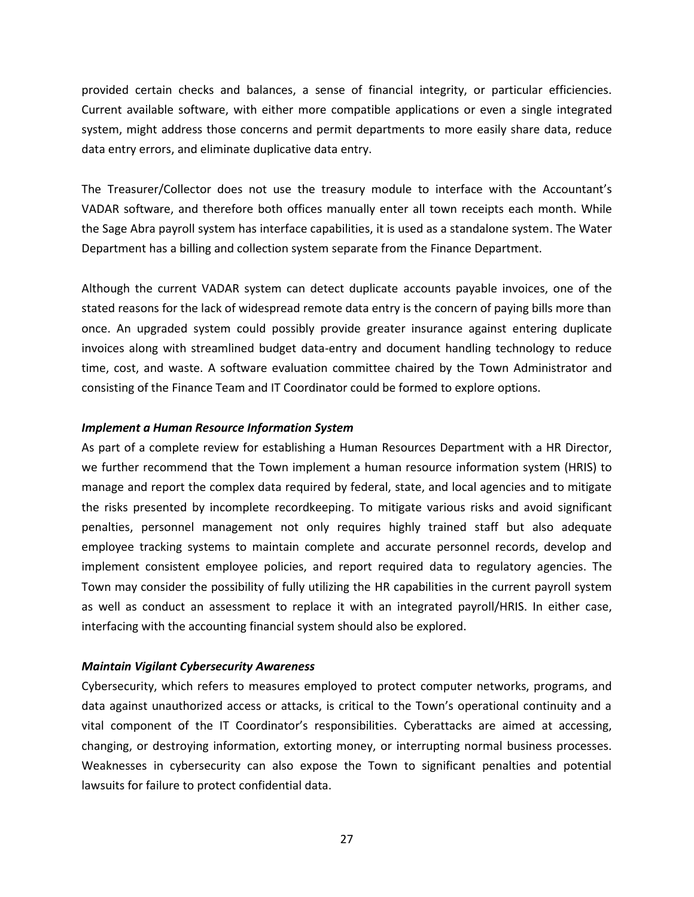provided certain checks and balances, a sense of financial integrity, or particular efficiencies. Current available software, with either more compatible applications or even a single integrated system, might address those concerns and permit departments to more easily share data, reduce data entry errors, and eliminate duplicative data entry.

The Treasurer/Collector does not use the treasury module to interface with the Accountant's VADAR software, and therefore both offices manually enter all town receipts each month. While the Sage Abra payroll system has interface capabilities, it is used as a standalone system. The Water Department has a billing and collection system separate from the Finance Department.

Although the current VADAR system can detect duplicate accounts payable invoices, one of the stated reasons for the lack of widespread remote data entry is the concern of paying bills more than once. An upgraded system could possibly provide greater insurance against entering duplicate invoices along with streamlined budget data-entry and document handling technology to reduce time, cost, and waste. A software evaluation committee chaired by the Town Administrator and consisting of the Finance Team and IT Coordinator could be formed to explore options.

***Implement a Human Resource Information System***

As part of a complete review for establishing a Human Resources Department with a HR Director, we further recommend that the Town implement a human resource information system (HRIS) to manage and report the complex data required by federal, state, and local agencies and to mitigate the risks presented by incomplete recordkeeping. To mitigate various risks and avoid significant penalties, personnel management not only requires highly trained staff but also adequate employee tracking systems to maintain complete and accurate personnel records, develop and implement consistent employee policies, and report required data to regulatory agencies. The Town may consider the possibility of fully utilizing the HR capabilities in the current payroll system as well as conduct an assessment to replace it with an integrated payroll/HRIS. In either case, interfacing with the accounting financial system should also be explored.

***Maintain Vigilant Cybersecurity Awareness***

Cybersecurity, which refers to measures employed to protect computer networks, programs, and data against unauthorized access or attacks, is critical to the Town's operational continuity and a vital component of the IT Coordinator's responsibilities. Cyberattacks are aimed at accessing, changing, or destroying information, extorting money, or interrupting normal business processes. Weaknesses in cybersecurity can also expose the Town to significant penalties and potential lawsuits for failure to protect confidential data.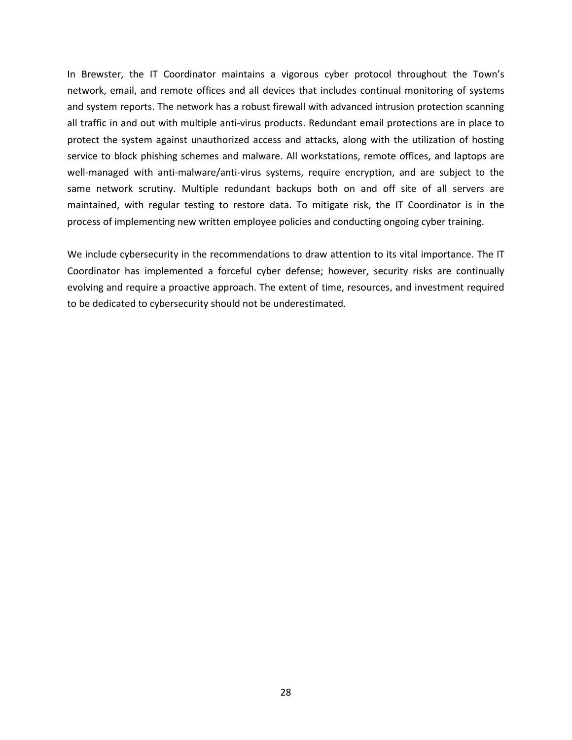In Brewster, the IT Coordinator maintains a vigorous cyber protocol throughout the Town's network, email, and remote offices and all devices that includes continual monitoring of systems and system reports. The network has a robust firewall with advanced intrusion protection scanning all traffic in and out with multiple anti-virus products. Redundant email protections are in place to protect the system against unauthorized access and attacks, along with the utilization of hosting service to block phishing schemes and malware. All workstations, remote offices, and laptops are well-managed with anti-malware/anti-virus systems, require encryption, and are subject to the same network scrutiny. Multiple redundant backups both on and off site of all servers are maintained, with regular testing to restore data. To mitigate risk, the IT Coordinator is in the process of implementing new written employee policies and conducting ongoing cyber training.

We include cybersecurity in the recommendations to draw attention to its vital importance. The IT Coordinator has implemented a forceful cyber defense; however, security risks are continually evolving and require a proactive approach. The extent of time, resources, and investment required to be dedicated to cybersecurity should not be underestimated.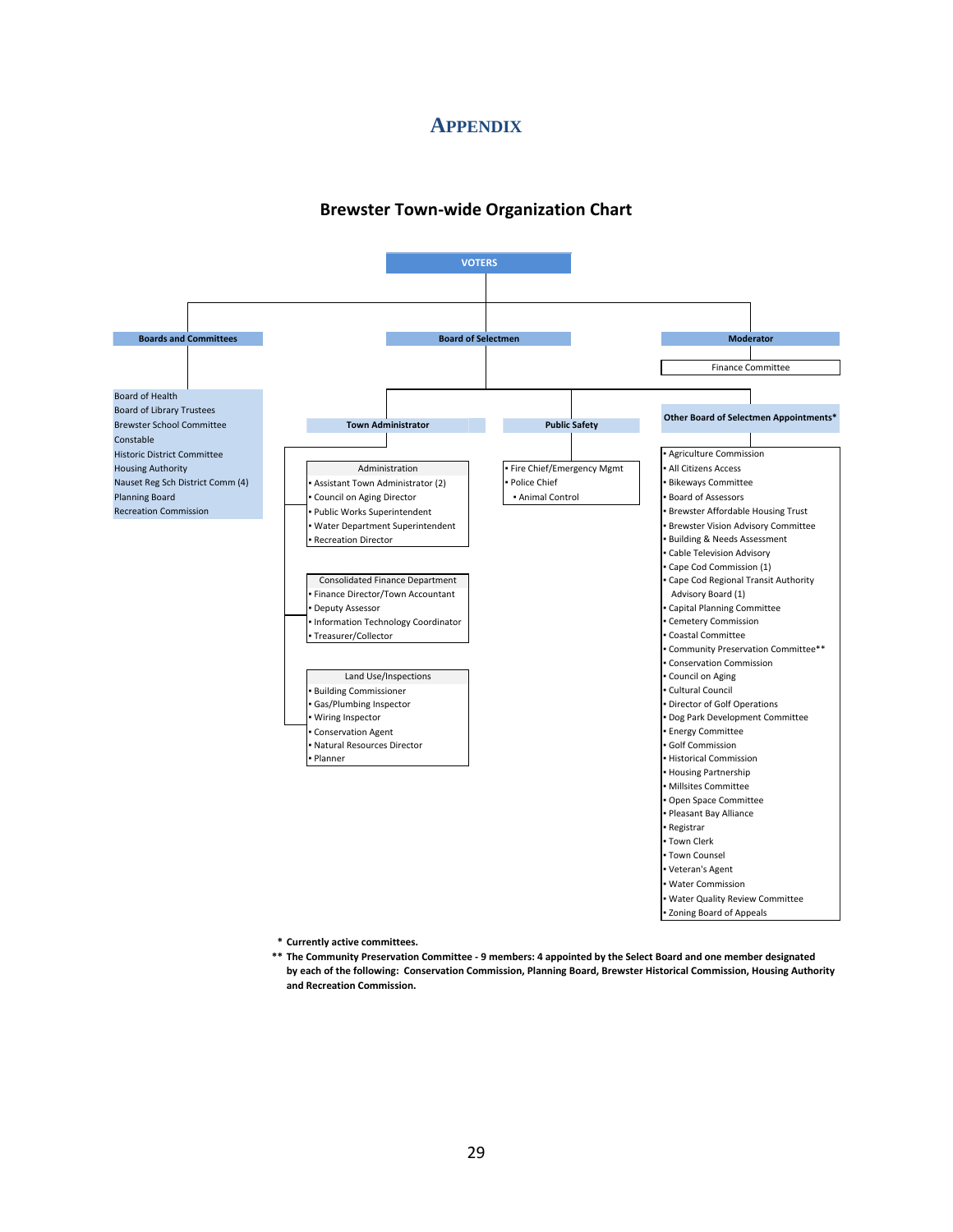# APPENDIX

## Brewster Town-wide Organization Chart

**VOTERS**

**Boards and Committees**
- Board of Health
- Board of Library Trustees
- Brewster School Committee
- Constable
- Historic District Committee
- Housing Authority
- Nauset Reg Sch District Comm (4)
- Planning Board
- Recreation Commission

**Board of Selectmen**

**Town Administrator**

Administration
- Assistant Town Administrator (2)
- Council on Aging Director
- Public Works Superintendent
- Water Department Superintendent
- Recreation Director

Consolidated Finance Department
- Finance Director/Town Accountant
- Deputy Assessor
- Information Technology Coordinator
- Treasurer/Collector

Land Use/Inspections
- Building Commissioner
- Gas/Plumbing Inspector
- Wiring Inspector
- Conservation Agent
- Natural Resources Director
- Planner

**Public Safety**
- Fire Chief/Emergency Mgmt
- Police Chief
  - Animal Control

**Other Board of Selectmen Appointments***
- Agriculture Commission
- All Citizens Access
- Bikeways Committee
- Board of Assessors
- Brewster Affordable Housing Trust
- Brewster Vision Advisory Committee
- Building & Needs Assessment
- Cable Television Advisory
- Cape Cod Commission (1)
- Cape Cod Regional Transit Authority Advisory Board (1)
- Capital Planning Committee
- Cemetery Commission
- Coastal Committee
- Community Preservation Committee**
- Conservation Commission
- Council on Aging
- Cultural Council
- Director of Golf Operations
- Dog Park Development Committee
- Energy Committee
- Golf Commission
- Historical Commission
- Housing Partnership
- Millsites Committee
- Open Space Committee
- Pleasant Bay Alliance
- Registrar
- Town Clerk
- Town Counsel
- Veteran's Agent
- Water Commission
- Water Quality Review Committee
- Zoning Board of Appeals

**Moderator**
- Finance Committee

**\* Currently active committees.**

**\*\* The Community Preservation Committee - 9 members: 4 appointed by the Select Board and one member designated by each of the following: Conservation Commission, Planning Board, Brewster Historical Commission, Housing Authority and Recreation Commission.**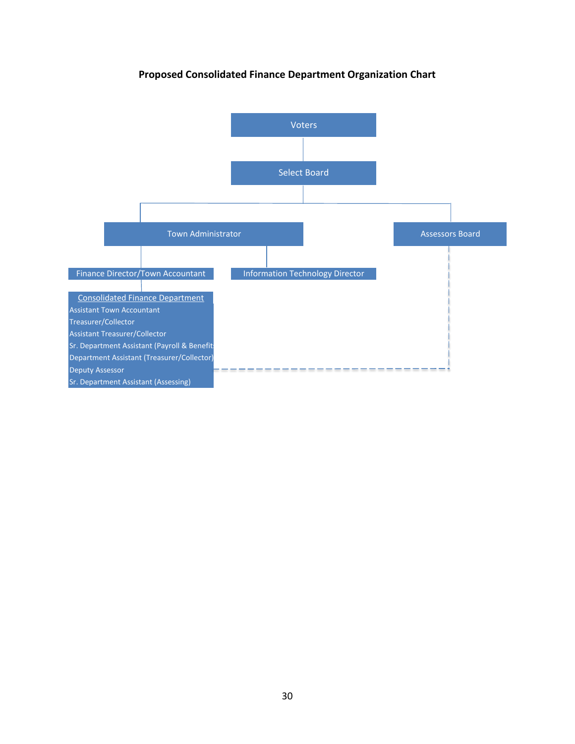**Proposed Consolidated Finance Department Organization Chart**

- Voters
  - Select Board
    - Town Administrator
      - Finance Director/Town Accountant
        - Consolidated Finance Department
          - Assistant Town Accountant
          - Treasurer/Collector
          - Assistant Treasurer/Collector
          - Sr. Department Assistant (Payroll & Benefits)
          - Department Assistant (Treasurer/Collector)
          - Deputy Assessor
          - Sr. Department Assistant (Assessing)
      - Information Technology Director
    - Assessors Board (dashed line to Consolidated Finance Department)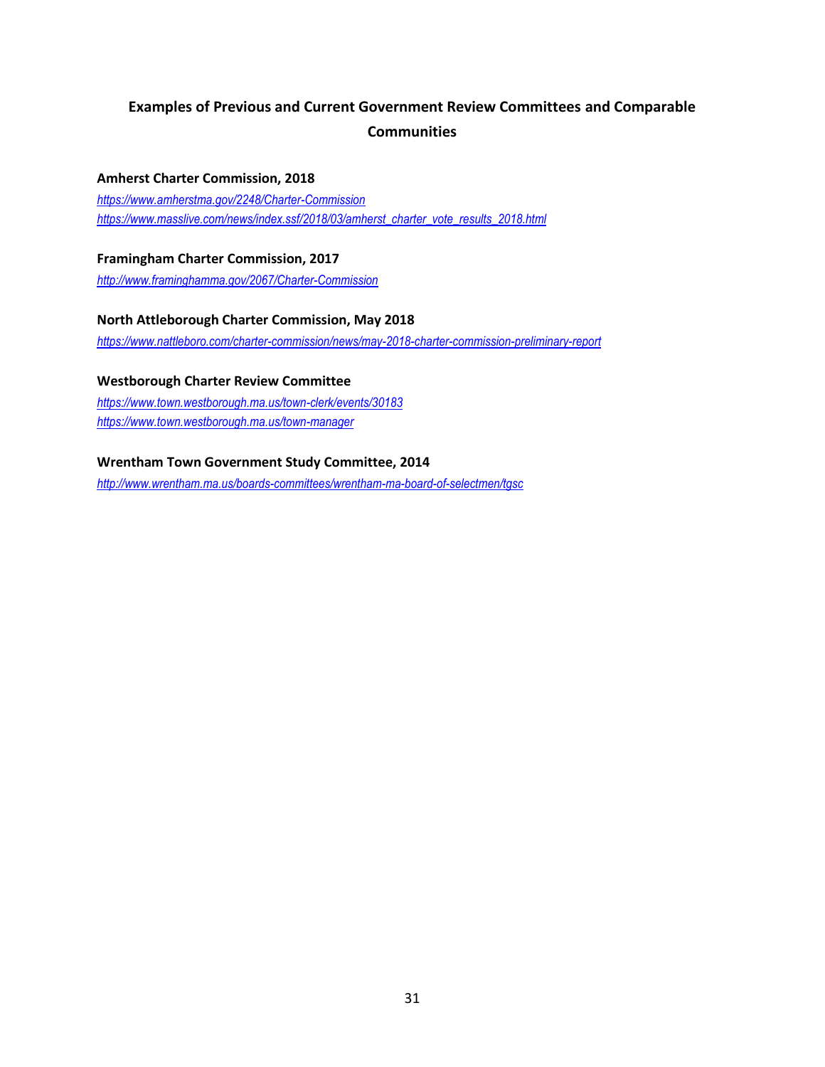## Examples of Previous and Current Government Review Committees and Comparable Communities

**Amherst Charter Commission, 2018**

*https://www.amherstma.gov/2248/Charter-Commission*
*https://www.masslive.com/news/index.ssf/2018/03/amherst_charter_vote_results_2018.html*

**Framingham Charter Commission, 2017**

*http://www.framinghamma.gov/2067/Charter-Commission*

**North Attleborough Charter Commission, May 2018**

*https://www.nattleboro.com/charter-commission/news/may-2018-charter-commission-preliminary-report*

**Westborough Charter Review Committee**

*https://www.town.westborough.ma.us/town-clerk/events/30183*
*https://www.town.westborough.ma.us/town-manager*

**Wrentham Town Government Study Committee, 2014**

*http://www.wrentham.ma.us/boards-committees/wrentham-ma-board-of-selectmen/tgsc*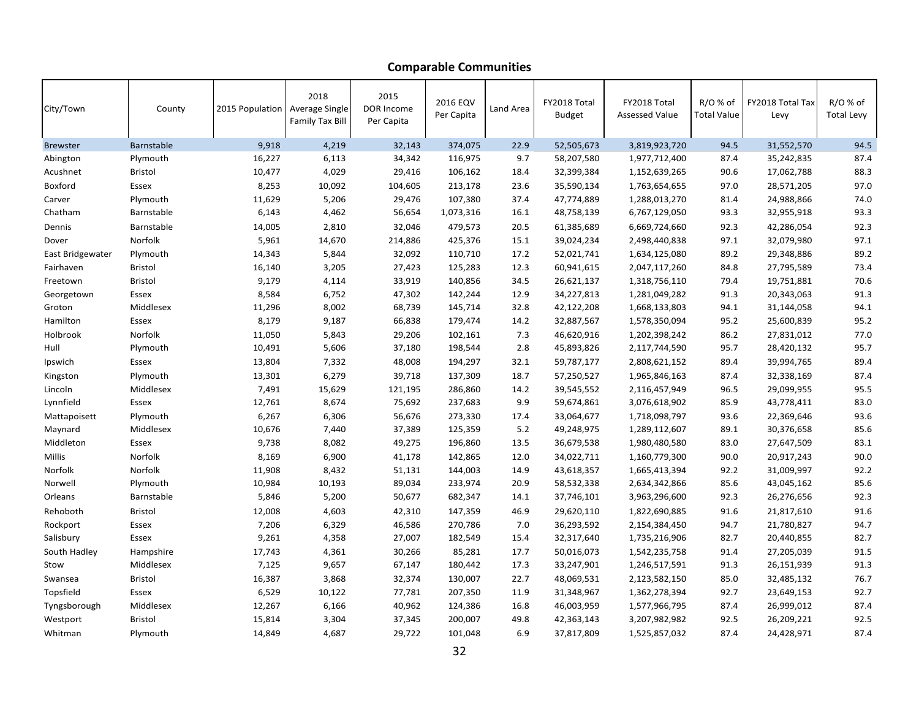## Comparable Communities

| City/Town | County | 2015 Population | 2018 Average Single Family Tax Bill | 2015 DOR Income Per Capita | 2016 EQV Per Capita | Land Area | FY2018 Total Budget | FY2018 Total Assessed Value | R/O % of Total Value | FY2018 Total Tax Levy | R/O % of Total Levy |
|---|---|---|---|---|---|---|---|---|---|---|---|
| Brewster | Barnstable | 9,918 | 4,219 | 32,143 | 374,075 | 22.9 | 52,505,673 | 3,819,923,720 | 94.5 | 31,552,570 | 94.5 |
| Abington | Plymouth | 16,227 | 6,113 | 34,342 | 116,975 | 9.7 | 58,207,580 | 1,977,712,400 | 87.4 | 35,242,835 | 87.4 |
| Acushnet | Bristol | 10,477 | 4,029 | 29,416 | 106,162 | 18.4 | 32,399,384 | 1,152,639,265 | 90.6 | 17,062,788 | 88.3 |
| Boxford | Essex | 8,253 | 10,092 | 104,605 | 213,178 | 23.6 | 35,590,134 | 1,763,654,655 | 97.0 | 28,571,205 | 97.0 |
| Carver | Plymouth | 11,629 | 5,206 | 29,476 | 107,380 | 37.4 | 47,774,889 | 1,288,013,270 | 81.4 | 24,988,866 | 74.0 |
| Chatham | Barnstable | 6,143 | 4,462 | 56,654 | 1,073,316 | 16.1 | 48,758,139 | 6,767,129,050 | 93.3 | 32,955,918 | 93.3 |
| Dennis | Barnstable | 14,005 | 2,810 | 32,046 | 479,573 | 20.5 | 61,385,689 | 6,669,724,660 | 92.3 | 42,286,054 | 92.3 |
| Dover | Norfolk | 5,961 | 14,670 | 214,886 | 425,376 | 15.1 | 39,024,234 | 2,498,440,838 | 97.1 | 32,079,980 | 97.1 |
| East Bridgewater | Plymouth | 14,343 | 5,844 | 32,092 | 110,710 | 17.2 | 52,021,741 | 1,634,125,080 | 89.2 | 29,348,886 | 89.2 |
| Fairhaven | Bristol | 16,140 | 3,205 | 27,423 | 125,283 | 12.3 | 60,941,615 | 2,047,117,260 | 84.8 | 27,795,589 | 73.4 |
| Freetown | Bristol | 9,179 | 4,114 | 33,919 | 140,856 | 34.5 | 26,621,137 | 1,318,756,110 | 79.4 | 19,751,881 | 70.6 |
| Georgetown | Essex | 8,584 | 6,752 | 47,302 | 142,244 | 12.9 | 34,227,813 | 1,281,049,282 | 91.3 | 20,343,063 | 91.3 |
| Groton | Middlesex | 11,296 | 8,002 | 68,739 | 145,714 | 32.8 | 42,122,208 | 1,668,133,803 | 94.1 | 31,144,058 | 94.1 |
| Hamilton | Essex | 8,179 | 9,187 | 66,838 | 179,474 | 14.2 | 32,887,567 | 1,578,350,094 | 95.2 | 25,600,839 | 95.2 |
| Holbrook | Norfolk | 11,050 | 5,843 | 29,206 | 102,161 | 7.3 | 46,620,916 | 1,202,398,242 | 86.2 | 27,831,012 | 77.0 |
| Hull | Plymouth | 10,491 | 5,606 | 37,180 | 198,544 | 2.8 | 45,893,826 | 2,117,744,590 | 95.7 | 28,420,132 | 95.7 |
| Ipswich | Essex | 13,804 | 7,332 | 48,008 | 194,297 | 32.1 | 59,787,177 | 2,808,621,152 | 89.4 | 39,994,765 | 89.4 |
| Kingston | Plymouth | 13,301 | 6,279 | 39,718 | 137,309 | 18.7 | 57,250,527 | 1,965,846,163 | 87.4 | 32,338,169 | 87.4 |
| Lincoln | Middlesex | 7,491 | 15,629 | 121,195 | 286,860 | 14.2 | 39,545,552 | 2,116,457,949 | 96.5 | 29,099,955 | 95.5 |
| Lynnfield | Essex | 12,761 | 8,674 | 75,692 | 237,683 | 9.9 | 59,674,861 | 3,076,618,902 | 85.9 | 43,778,411 | 83.0 |
| Mattapoisett | Plymouth | 6,267 | 6,306 | 56,676 | 273,330 | 17.4 | 33,064,677 | 1,718,098,797 | 93.6 | 22,369,646 | 93.6 |
| Maynard | Middlesex | 10,676 | 7,440 | 37,389 | 125,359 | 5.2 | 49,248,975 | 1,289,112,607 | 89.1 | 30,376,658 | 85.6 |
| Middleton | Essex | 9,738 | 8,082 | 49,275 | 196,860 | 13.5 | 36,679,538 | 1,980,480,580 | 83.0 | 27,647,509 | 83.1 |
| Millis | Norfolk | 8,169 | 6,900 | 41,178 | 142,865 | 12.0 | 34,022,711 | 1,160,779,300 | 90.0 | 20,917,243 | 90.0 |
| Norfolk | Norfolk | 11,908 | 8,432 | 51,131 | 144,003 | 14.9 | 43,618,357 | 1,665,413,394 | 92.2 | 31,009,997 | 92.2 |
| Norwell | Plymouth | 10,984 | 10,193 | 89,034 | 233,974 | 20.9 | 58,532,338 | 2,634,342,866 | 85.6 | 43,045,162 | 85.6 |
| Orleans | Barnstable | 5,846 | 5,200 | 50,677 | 682,347 | 14.1 | 37,746,101 | 3,963,296,600 | 92.3 | 26,276,656 | 92.3 |
| Rehoboth | Bristol | 12,008 | 4,603 | 42,310 | 147,359 | 46.9 | 29,620,110 | 1,822,690,885 | 91.6 | 21,817,610 | 91.6 |
| Rockport | Essex | 7,206 | 6,329 | 46,586 | 270,786 | 7.0 | 36,293,592 | 2,154,384,450 | 94.7 | 21,780,827 | 94.7 |
| Salisbury | Essex | 9,261 | 4,358 | 27,007 | 182,549 | 15.4 | 32,317,640 | 1,735,216,906 | 82.7 | 20,440,855 | 82.7 |
| South Hadley | Hampshire | 17,743 | 4,361 | 30,266 | 85,281 | 17.7 | 50,016,073 | 1,542,235,758 | 91.4 | 27,205,039 | 91.5 |
| Stow | Middlesex | 7,125 | 9,657 | 67,147 | 180,442 | 17.3 | 33,247,901 | 1,246,517,591 | 91.3 | 26,151,939 | 91.3 |
| Swansea | Bristol | 16,387 | 3,868 | 32,374 | 130,007 | 22.7 | 48,069,531 | 2,123,582,150 | 85.0 | 32,485,132 | 76.7 |
| Topsfield | Essex | 6,529 | 10,122 | 77,781 | 207,350 | 11.9 | 31,348,967 | 1,362,278,394 | 92.7 | 23,649,153 | 92.7 |
| Tyngsborough | Middlesex | 12,267 | 6,166 | 40,962 | 124,386 | 16.8 | 46,003,959 | 1,577,966,795 | 87.4 | 26,999,012 | 87.4 |
| Westport | Bristol | 15,814 | 3,304 | 37,345 | 200,007 | 49.8 | 42,363,143 | 3,207,982,982 | 92.5 | 26,209,221 | 92.5 |
| Whitman | Plymouth | 14,849 | 4,687 | 29,722 | 101,048 | 6.9 | 37,817,809 | 1,525,857,032 | 87.4 | 24,428,971 | 87.4 |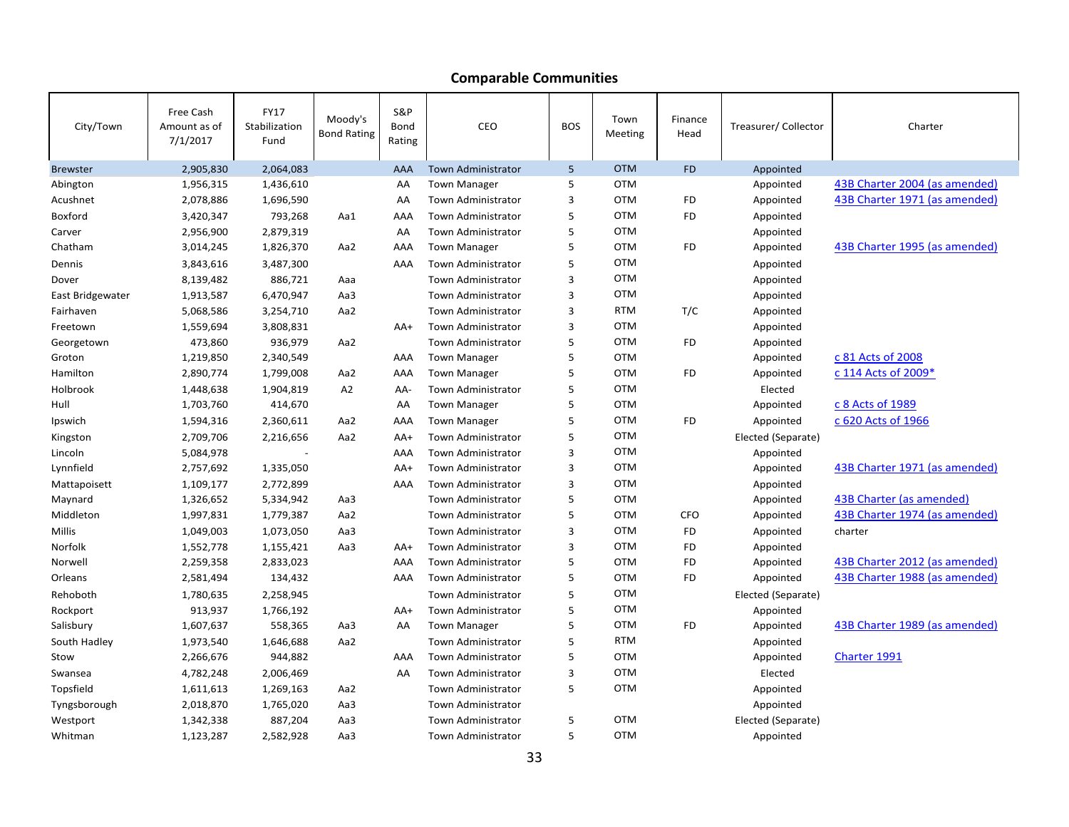## Comparable Communities

| City/Town | Free Cash Amount as of 7/1/2017 | FY17 Stabilization Fund | Moody's Bond Rating | S&P Bond Rating | CEO | BOS | Town Meeting | Finance Head | Treasurer/ Collector | Charter |
|---|---|---|---|---|---|---|---|---|---|---|
| Brewster | 2,905,830 | 2,064,083 | | AAA | Town Administrator | 5 | OTM | FD | Appointed | |
| Abington | 1,956,315 | 1,436,610 | | AA | Town Manager | 5 | OTM | | Appointed | 43B Charter 2004 (as amended) |
| Acushnet | 2,078,886 | 1,696,590 | | AA | Town Administrator | 3 | OTM | FD | Appointed | 43B Charter 1971 (as amended) |
| Boxford | 3,420,347 | 793,268 | Aa1 | AAA | Town Administrator | 5 | OTM | FD | Appointed | |
| Carver | 2,956,900 | 2,879,319 | | AA | Town Administrator | 5 | OTM | | Appointed | |
| Chatham | 3,014,245 | 1,826,370 | Aa2 | AAA | Town Manager | 5 | OTM | FD | Appointed | 43B Charter 1995 (as amended) |
| Dennis | 3,843,616 | 3,487,300 | | AAA | Town Administrator | 5 | OTM | | Appointed | |
| Dover | 8,139,482 | 886,721 | Aaa | | Town Administrator | 3 | OTM | | Appointed | |
| East Bridgewater | 1,913,587 | 6,470,947 | Aa3 | | Town Administrator | 3 | OTM | | Appointed | |
| Fairhaven | 5,068,586 | 3,254,710 | Aa2 | | Town Administrator | 3 | RTM | T/C | Appointed | |
| Freetown | 1,559,694 | 3,808,831 | | AA+ | Town Administrator | 3 | OTM | | Appointed | |
| Georgetown | 473,860 | 936,979 | Aa2 | | Town Administrator | 5 | OTM | FD | Appointed | |
| Groton | 1,219,850 | 2,340,549 | | AAA | Town Manager | 5 | OTM | | Appointed | c 81 Acts of 2008 |
| Hamilton | 2,890,774 | 1,799,008 | Aa2 | AAA | Town Manager | 5 | OTM | FD | Appointed | c 114 Acts of 2009* |
| Holbrook | 1,448,638 | 1,904,819 | A2 | AA- | Town Administrator | 5 | OTM | | Elected | |
| Hull | 1,703,760 | 414,670 | | AA | Town Manager | 5 | OTM | | Appointed | c 8 Acts of 1989 |
| Ipswich | 1,594,316 | 2,360,611 | Aa2 | AAA | Town Manager | 5 | OTM | FD | Appointed | c 620 Acts of 1966 |
| Kingston | 2,709,706 | 2,216,656 | Aa2 | AA+ | Town Administrator | 5 | OTM | | Elected (Separate) | |
| Lincoln | 5,084,978 | - | | AAA | Town Administrator | 3 | OTM | | Appointed | |
| Lynnfield | 2,757,692 | 1,335,050 | | AA+ | Town Administrator | 3 | OTM | | Appointed | 43B Charter 1971 (as amended) |
| Mattapoisett | 1,109,177 | 2,772,899 | | AAA | Town Administrator | 3 | OTM | | Appointed | |
| Maynard | 1,326,652 | 5,334,942 | Aa3 | | Town Administrator | 5 | OTM | | Appointed | 43B Charter (as amended) |
| Middleton | 1,997,831 | 1,779,387 | Aa2 | | Town Administrator | 5 | OTM | CFO | Appointed | 43B Charter 1974 (as amended) |
| Millis | 1,049,003 | 1,073,050 | Aa3 | | Town Administrator | 3 | OTM | FD | Appointed | charter |
| Norfolk | 1,552,778 | 1,155,421 | Aa3 | AA+ | Town Administrator | 3 | OTM | FD | Appointed | |
| Norwell | 2,259,358 | 2,833,023 | | AAA | Town Administrator | 5 | OTM | FD | Appointed | 43B Charter 2012 (as amended) |
| Orleans | 2,581,494 | 134,432 | | AAA | Town Administrator | 5 | OTM | FD | Appointed | 43B Charter 1988 (as amended) |
| Rehoboth | 1,780,635 | 2,258,945 | | | Town Administrator | 5 | OTM | | Elected (Separate) | |
| Rockport | 913,937 | 1,766,192 | | AA+ | Town Administrator | 5 | OTM | | Appointed | |
| Salisbury | 1,607,637 | 558,365 | Aa3 | AA | Town Manager | 5 | OTM | FD | Appointed | 43B Charter 1989 (as amended) |
| South Hadley | 1,973,540 | 1,646,688 | Aa2 | | Town Administrator | 5 | RTM | | Appointed | |
| Stow | 2,266,676 | 944,882 | | AAA | Town Administrator | 5 | OTM | | Appointed | Charter 1991 |
| Swansea | 4,782,248 | 2,006,469 | | AA | Town Administrator | 3 | OTM | | Elected | |
| Topsfield | 1,611,613 | 1,269,163 | Aa2 | | Town Administrator | 5 | OTM | | Appointed | |
| Tyngsborough | 2,018,870 | 1,765,020 | Aa3 | | Town Administrator | | | | Appointed | |
| Westport | 1,342,338 | 887,204 | Aa3 | | Town Administrator | 5 | OTM | | Elected (Separate) | |
| Whitman | 1,123,287 | 2,582,928 | Aa3 | | Town Administrator | 5 | OTM | | Appointed | |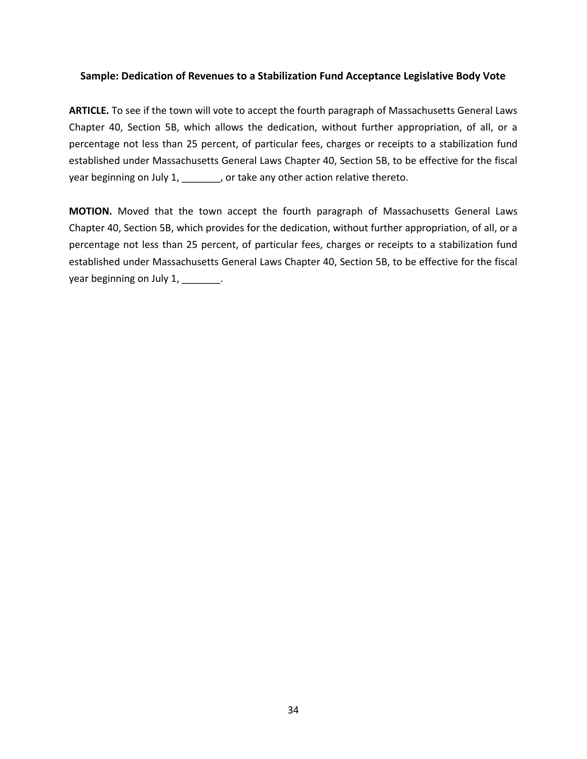**Sample: Dedication of Revenues to a Stabilization Fund Acceptance Legislative Body Vote**

**ARTICLE.** To see if the town will vote to accept the fourth paragraph of Massachusetts General Laws Chapter 40, Section 5B, which allows the dedication, without further appropriation, of all, or a percentage not less than 25 percent, of particular fees, charges or receipts to a stabilization fund established under Massachusetts General Laws Chapter 40, Section 5B, to be effective for the fiscal year beginning on July 1, _______, or take any other action relative thereto.

**MOTION.** Moved that the town accept the fourth paragraph of Massachusetts General Laws Chapter 40, Section 5B, which provides for the dedication, without further appropriation, of all, or a percentage not less than 25 percent, of particular fees, charges or receipts to a stabilization fund established under Massachusetts General Laws Chapter 40, Section 5B, to be effective for the fiscal year beginning on July 1, _______.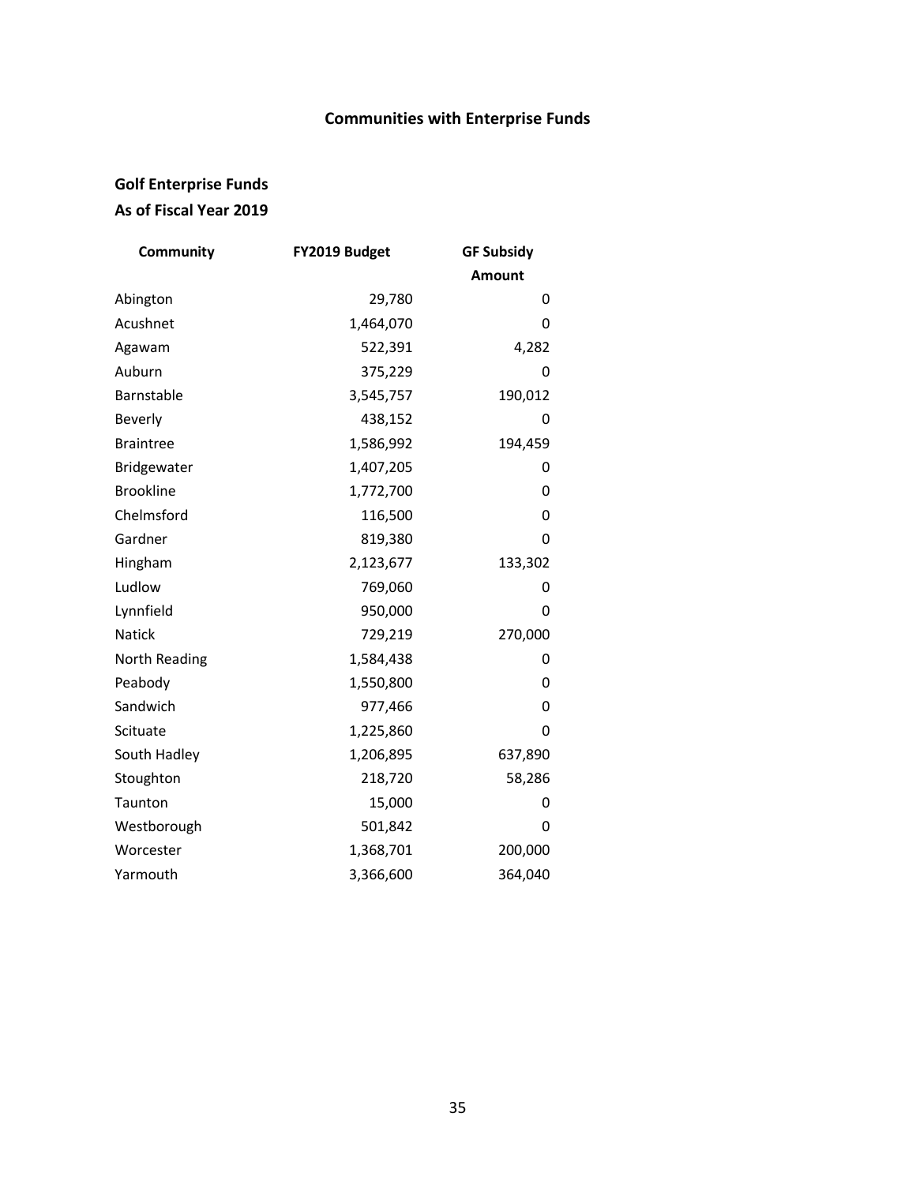# Communities with Enterprise Funds

## Golf Enterprise Funds
## As of Fiscal Year 2019

| Community | FY2019 Budget | GF Subsidy Amount |
|---|---|---|
| Abington | 29,780 | 0 |
| Acushnet | 1,464,070 | 0 |
| Agawam | 522,391 | 4,282 |
| Auburn | 375,229 | 0 |
| Barnstable | 3,545,757 | 190,012 |
| Beverly | 438,152 | 0 |
| Braintree | 1,586,992 | 194,459 |
| Bridgewater | 1,407,205 | 0 |
| Brookline | 1,772,700 | 0 |
| Chelmsford | 116,500 | 0 |
| Gardner | 819,380 | 0 |
| Hingham | 2,123,677 | 133,302 |
| Ludlow | 769,060 | 0 |
| Lynnfield | 950,000 | 0 |
| Natick | 729,219 | 270,000 |
| North Reading | 1,584,438 | 0 |
| Peabody | 1,550,800 | 0 |
| Sandwich | 977,466 | 0 |
| Scituate | 1,225,860 | 0 |
| South Hadley | 1,206,895 | 637,890 |
| Stoughton | 218,720 | 58,286 |
| Taunton | 15,000 | 0 |
| Westborough | 501,842 | 0 |
| Worcester | 1,368,701 | 200,000 |
| Yarmouth | 3,366,600 | 364,040 |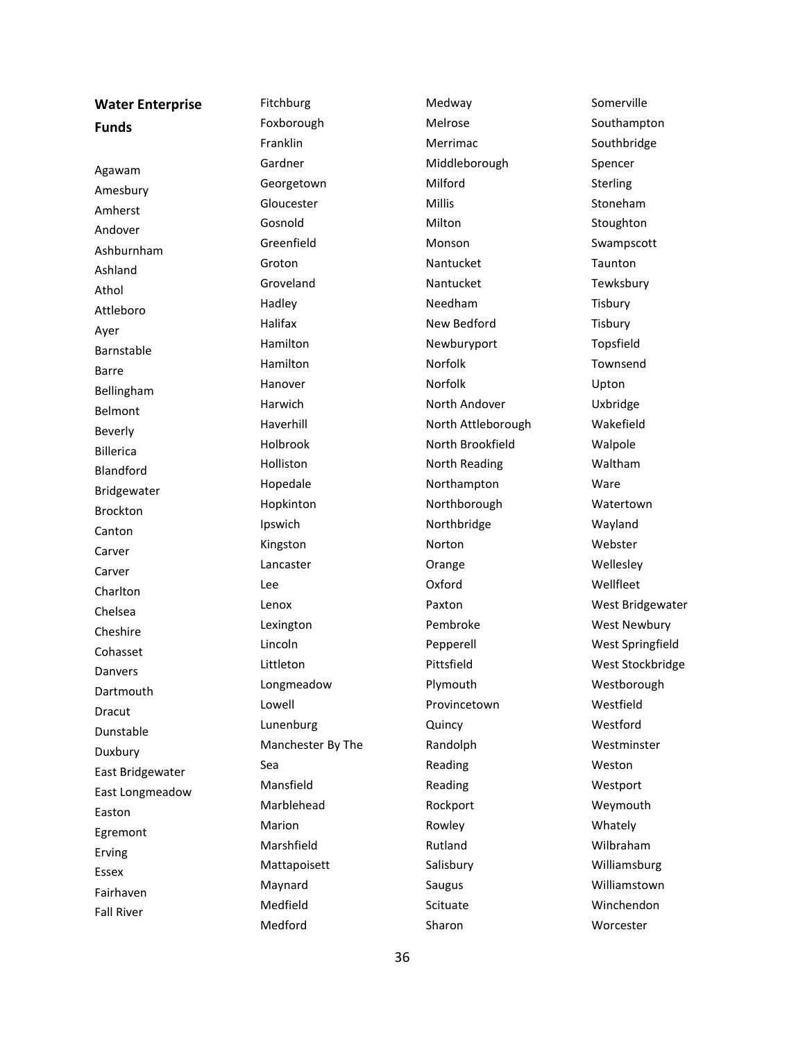## Water Enterprise Funds

Agawam
Amesbury
Amherst
Andover
Ashburnham
Ashland
Athol
Attleboro
Ayer
Barnstable
Barre
Bellingham
Belmont
Beverly
Billerica
Blandford
Bridgewater
Brockton
Canton
Carver
Carver
Charlton
Chelsea
Cheshire
Cohasset
Danvers
Dartmouth
Dracut
Dunstable
Duxbury
East Bridgewater
East Longmeadow
Easton
Egremont
Erving
Essex
Fairhaven
Fall River
Fitchburg
Foxborough
Franklin
Gardner
Georgetown
Gloucester
Gosnold
Greenfield
Groton
Groveland
Hadley
Halifax
Hamilton
Hamilton
Hanover
Harwich
Haverhill
Holbrook
Holliston
Hopedale
Hopkinton
Ipswich
Kingston
Lancaster
Lee
Lenox
Lexington
Lincoln
Littleton
Longmeadow
Lowell
Lunenburg
Manchester By The Sea
Mansfield
Marblehead
Marion
Marshfield
Mattapoisett
Maynard
Medfield
Medford
Medway
Melrose
Merrimac
Middleborough
Milford
Millis
Milton
Monson
Nantucket
Nantucket
Needham
New Bedford
Newburyport
Norfolk
Norfolk
North Andover
North Attleborough
North Brookfield
North Reading
Northampton
Northborough
Northbridge
Norton
Orange
Oxford
Paxton
Pembroke
Pepperell
Pittsfield
Plymouth
Provincetown
Quincy
Randolph
Reading
Reading
Rockport
Rowley
Rutland
Salisbury
Saugus
Scituate
Sharon
Somerville
Southampton
Southbridge
Spencer
Sterling
Stoneham
Stoughton
Swampscott
Taunton
Tewksbury
Tisbury
Tisbury
Topsfield
Townsend
Upton
Uxbridge
Wakefield
Walpole
Waltham
Ware
Watertown
Wayland
Webster
Wellesley
Wellfleet
West Bridgewater
West Newbury
West Springfield
West Stockbridge
Westborough
Westfield
Westford
Westminster
Weston
Westport
Weymouth
Whately
Wilbraham
Williamsburg
Williamstown
Winchendon
Worcester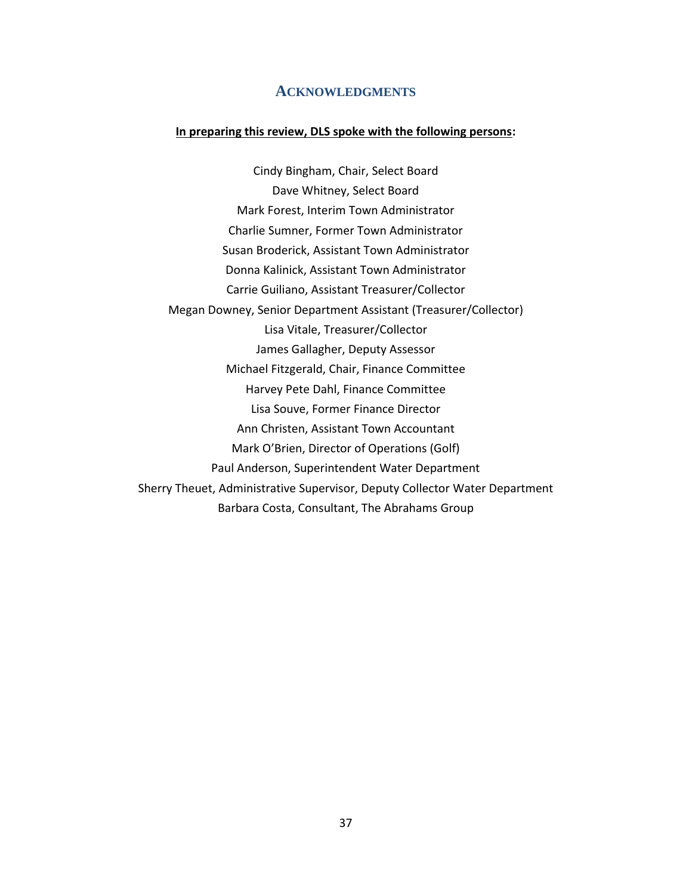## Acknowledgments

**In preparing this review, DLS spoke with the following persons:**

Cindy Bingham, Chair, Select Board

Dave Whitney, Select Board

Mark Forest, Interim Town Administrator

Charlie Sumner, Former Town Administrator

Susan Broderick, Assistant Town Administrator

Donna Kalinick, Assistant Town Administrator

Carrie Guiliano, Assistant Treasurer/Collector

Megan Downey, Senior Department Assistant (Treasurer/Collector)

Lisa Vitale, Treasurer/Collector

James Gallagher, Deputy Assessor

Michael Fitzgerald, Chair, Finance Committee

Harvey Pete Dahl, Finance Committee

Lisa Souve, Former Finance Director

Ann Christen, Assistant Town Accountant

Mark O'Brien, Director of Operations (Golf)

Paul Anderson, Superintendent Water Department

Sherry Theuet, Administrative Supervisor, Deputy Collector Water Department

Barbara Costa, Consultant, The Abrahams Group